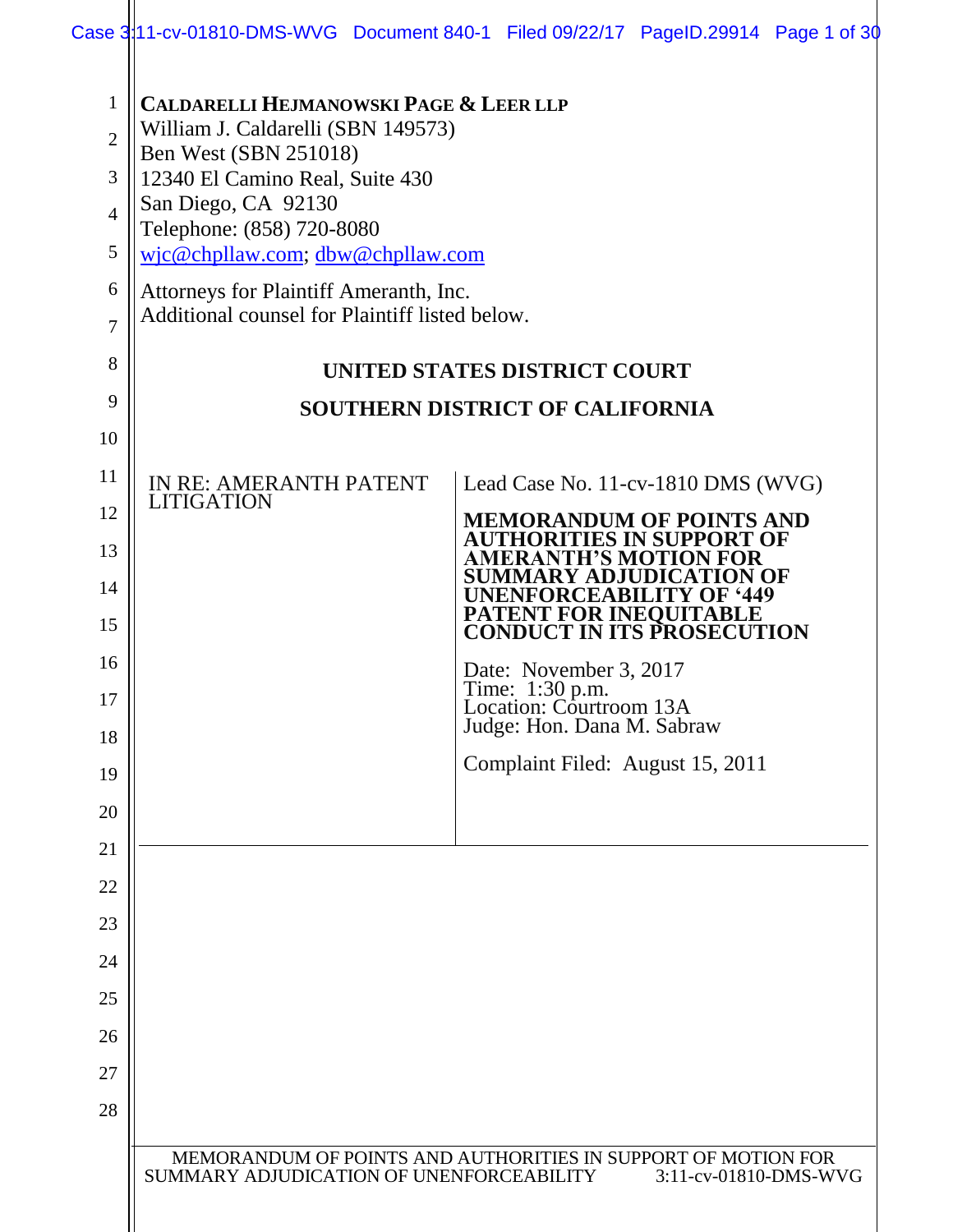**CALDARELLI HEJMANOWSKI PAGE & LEER LLP**
William J. Caldarelli (SBN 149573)
Ben West (SBN 251018)
12340 El Camino Real, Suite 430
San Diego, CA 92130
Telephone: (858) 720-8080
wjc@chpllaw.com; dbw@chpllaw.com

Attorneys for Plaintiff Ameranth, Inc.
Additional counsel for Plaintiff listed below.

**UNITED STATES DISTRICT COURT**

**SOUTHERN DISTRICT OF CALIFORNIA**

| | |
|---|---|
| IN RE: AMERANTH PATENT LITIGATION | Lead Case No. 11-cv-1810 DMS (WVG) |
| | **MEMORANDUM OF POINTS AND AUTHORITIES IN SUPPORT OF AMERANTH'S MOTION FOR SUMMARY ADJUDICATION OF UNENFORCEABILITY OF '449 PATENT FOR INEQUITABLE CONDUCT IN ITS PROSECUTION** |
| | Date: November 3, 2017<br>Time: 1:30 p.m.<br>Location: Courtroom 13A<br>Judge: Hon. Dana M. Sabraw |
| | Complaint Filed: August 15, 2011 |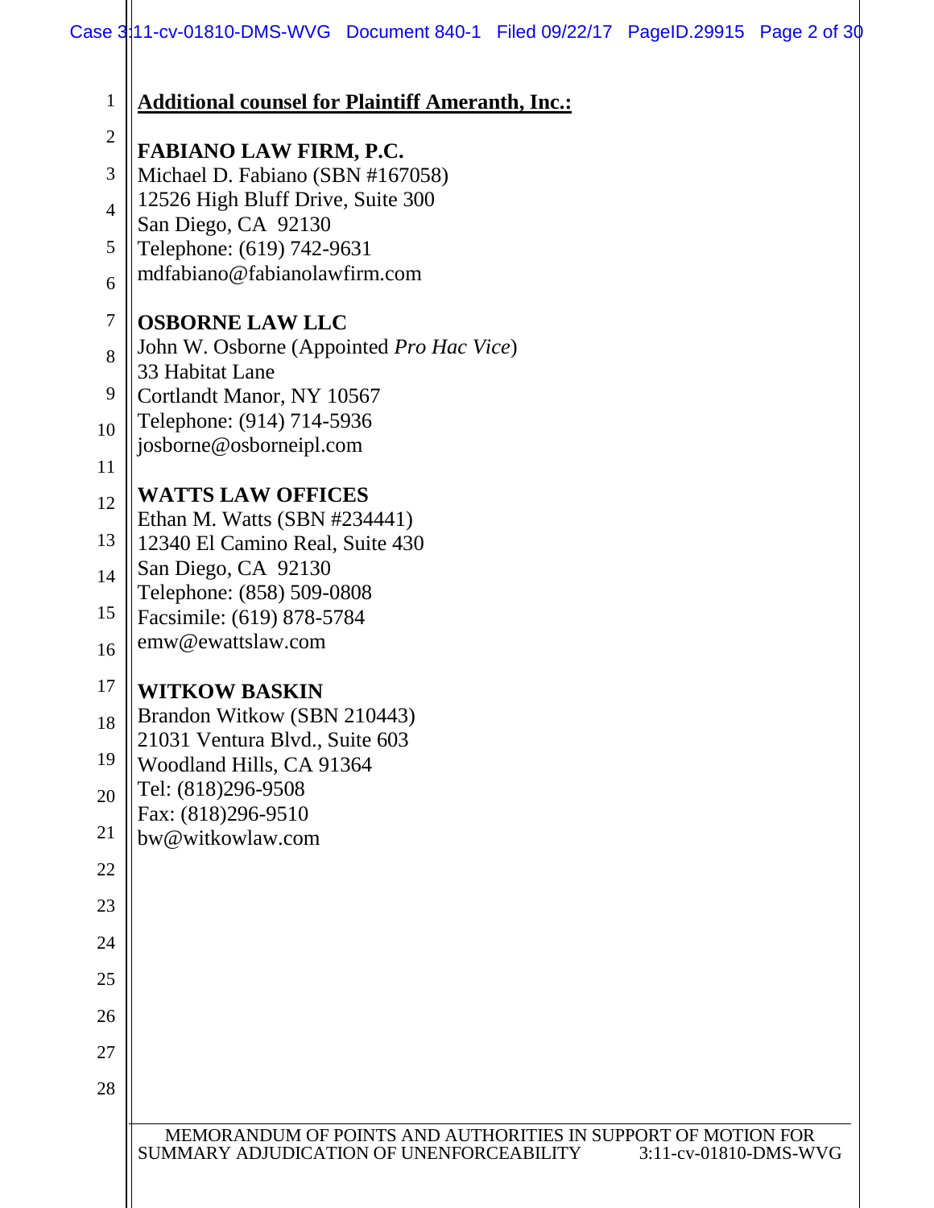**<u>Additional counsel for Plaintiff Ameranth, Inc.:</u>**

**FABIANO LAW FIRM, P.C.**
Michael D. Fabiano (SBN #167058)
12526 High Bluff Drive, Suite 300
San Diego, CA 92130
Telephone: (619) 742-9631
mdfabiano@fabianolawfirm.com

**OSBORNE LAW LLC**
John W. Osborne (Appointed *Pro Hac Vice*)
33 Habitat Lane
Cortlandt Manor, NY 10567
Telephone: (914) 714-5936
josborne@osborneipl.com

**WATTS LAW OFFICES**
Ethan M. Watts (SBN #234441)
12340 El Camino Real, Suite 430
San Diego, CA 92130
Telephone: (858) 509-0808
Facsimile: (619) 878-5784
emw@ewattslaw.com

**WITKOW BASKIN**
Brandon Witkow (SBN 210443)
21031 Ventura Blvd., Suite 603
Woodland Hills, CA 91364
Tel: (818)296-9508
Fax: (818)296-9510
bw@witkowlaw.com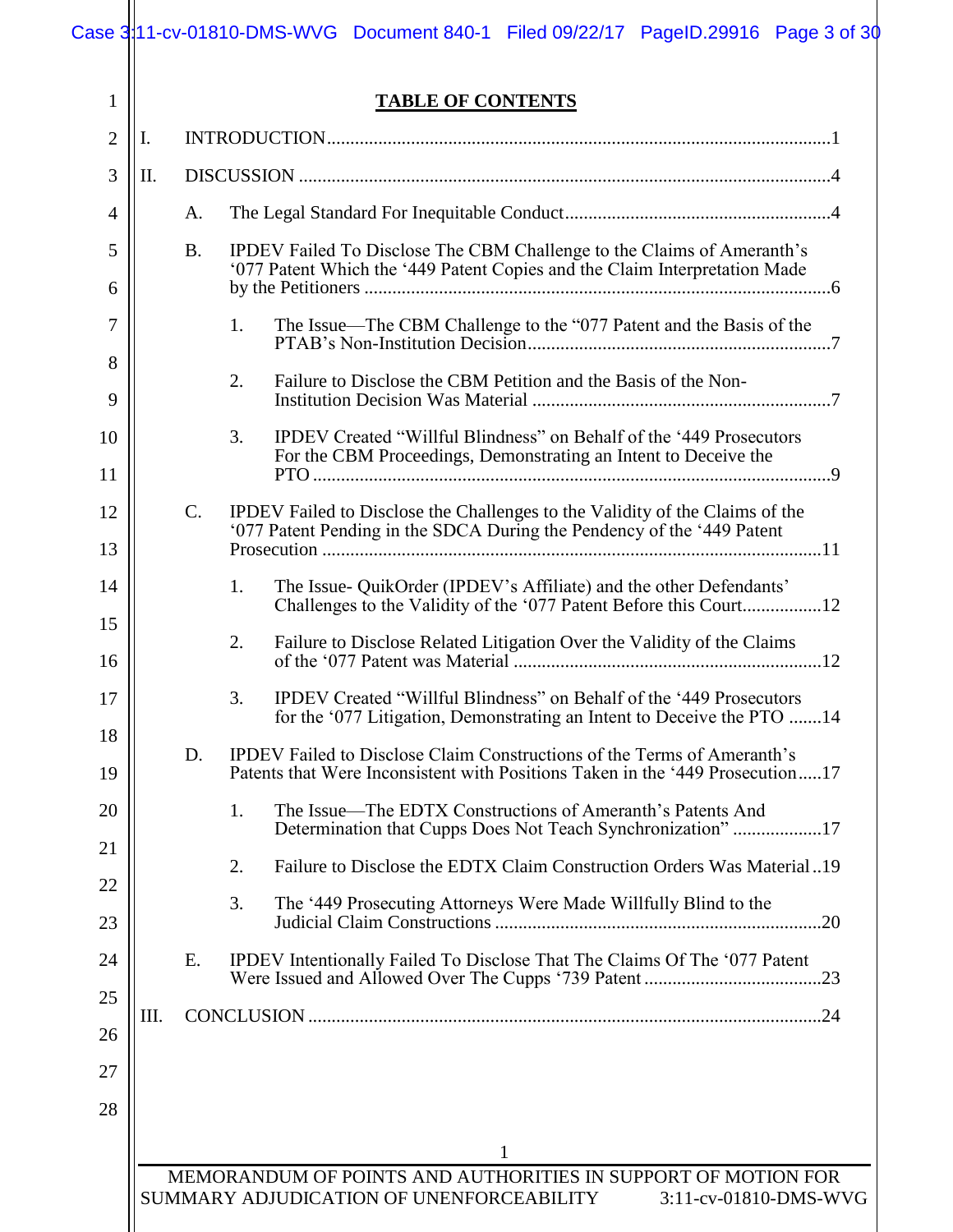## TABLE OF CONTENTS

I. INTRODUCTION....................................................................................................1

II. DISCUSSION ........................................................................................................4

A. The Legal Standard For Inequitable Conduct.........................................................4

B. IPDEV Failed To Disclose The CBM Challenge to the Claims of Ameranth's '077 Patent Which the '449 Patent Copies and the Claim Interpretation Made by the Petitioners ..........................................................................................6

1. The Issue—The CBM Challenge to the "077 Patent and the Basis of the PTAB's Non-Institution Decision.................................................................7

2. Failure to Disclose the CBM Petition and the Basis of the Non-Institution Decision Was Material ................................................................7

3. IPDEV Created "Willful Blindness" on Behalf of the '449 Prosecutors For the CBM Proceedings, Demonstrating an Intent to Deceive the PTO ........................................................................................................9

C. IPDEV Failed to Disclose the Challenges to the Validity of the Claims of the '077 Patent Pending in the SDCA During the Pendency of the '449 Patent Prosecution .............................................................................................11

1. The Issue- QuikOrder (IPDEV's Affiliate) and the other Defendants' Challenges to the Validity of the '077 Patent Before this Court.................12

2. Failure to Disclose Related Litigation Over the Validity of the Claims of the '077 Patent was Material ..................................................................12

3. IPDEV Created "Willful Blindness" on Behalf of the '449 Prosecutors for the '077 Litigation, Demonstrating an Intent to Deceive the PTO .......14

D. IPDEV Failed to Disclose Claim Constructions of the Terms of Ameranth's Patents that Were Inconsistent with Positions Taken in the '449 Prosecution.....17

1. The Issue—The EDTX Constructions of Ameranth's Patents And Determination that Cupps Does Not Teach Synchronization" ...................17

2. Failure to Disclose the EDTX Claim Construction Orders Was Material ..19

3. The '449 Prosecuting Attorneys Were Made Willfully Blind to the Judicial Claim Constructions .....................................................................20

E. IPDEV Intentionally Failed To Disclose That The Claims Of The '077 Patent Were Issued and Allowed Over The Cupps '739 Patent ......................................23

III. CONCLUSION .....................................................................................................24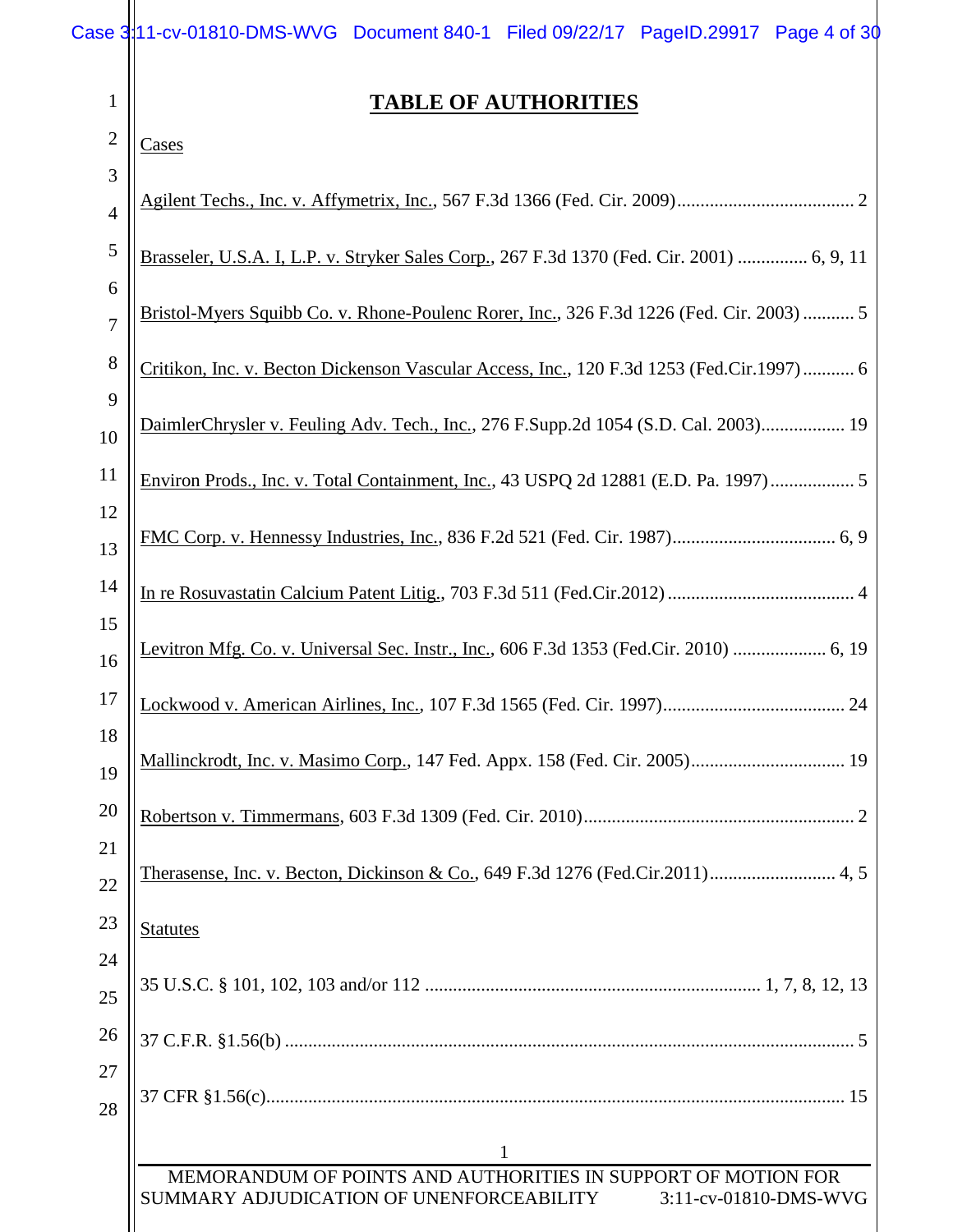# TABLE OF AUTHORITIES

Cases

Agilent Techs., Inc. v. Affymetrix, Inc., 567 F.3d 1366 (Fed. Cir. 2009)...................................... 2

Brasseler, U.S.A. I, L.P. v. Stryker Sales Corp., 267 F.3d 1370 (Fed. Cir. 2001) ............... 6, 9, 11

Bristol-Myers Squibb Co. v. Rhone-Poulenc Rorer, Inc., 326 F.3d 1226 (Fed. Cir. 2003) ........... 5

Critikon, Inc. v. Becton Dickenson Vascular Access, Inc., 120 F.3d 1253 (Fed.Cir.1997) ........... 6

DaimlerChrysler v. Feuling Adv. Tech., Inc., 276 F.Supp.2d 1054 (S.D. Cal. 2003).................. 19

Environ Prods., Inc. v. Total Containment, Inc., 43 USPQ 2d 12881 (E.D. Pa. 1997) .................. 5

FMC Corp. v. Hennessy Industries, Inc., 836 F.2d 521 (Fed. Cir. 1987)................................... 6, 9

In re Rosuvastatin Calcium Patent Litig., 703 F.3d 511 (Fed.Cir.2012) ........................................ 4

Levitron Mfg. Co. v. Universal Sec. Instr., Inc., 606 F.3d 1353 (Fed.Cir. 2010) .................... 6, 19

Lockwood v. American Airlines, Inc., 107 F.3d 1565 (Fed. Cir. 1997)....................................... 24

Mallinckrodt, Inc. v. Masimo Corp., 147 Fed. Appx. 158 (Fed. Cir. 2005)................................. 19

Robertson v. Timmermans, 603 F.3d 1309 (Fed. Cir. 2010).......................................................... 2

Therasense, Inc. v. Becton, Dickinson & Co., 649 F.3d 1276 (Fed.Cir.2011)........................... 4, 5

Statutes

35 U.S.C. § 101, 102, 103 and/or 112 ........................................................................ 1, 7, 8, 12, 13

37 C.F.R. §1.56(b) .......................................................................................................................... 5

37 CFR §1.56(c)............................................................................................................................ 15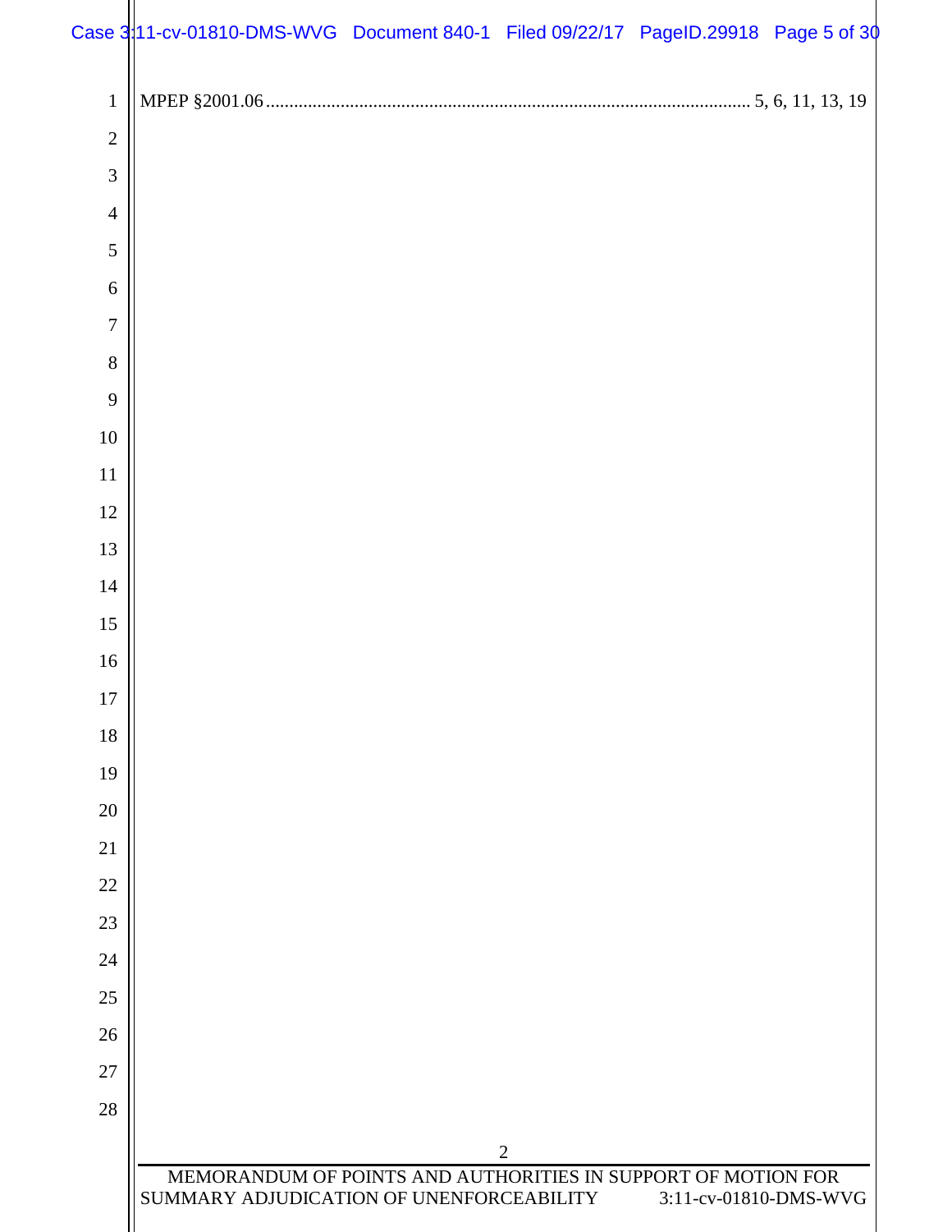MPEP §2001.06 ........................................................................................................ 5, 6, 11, 13, 19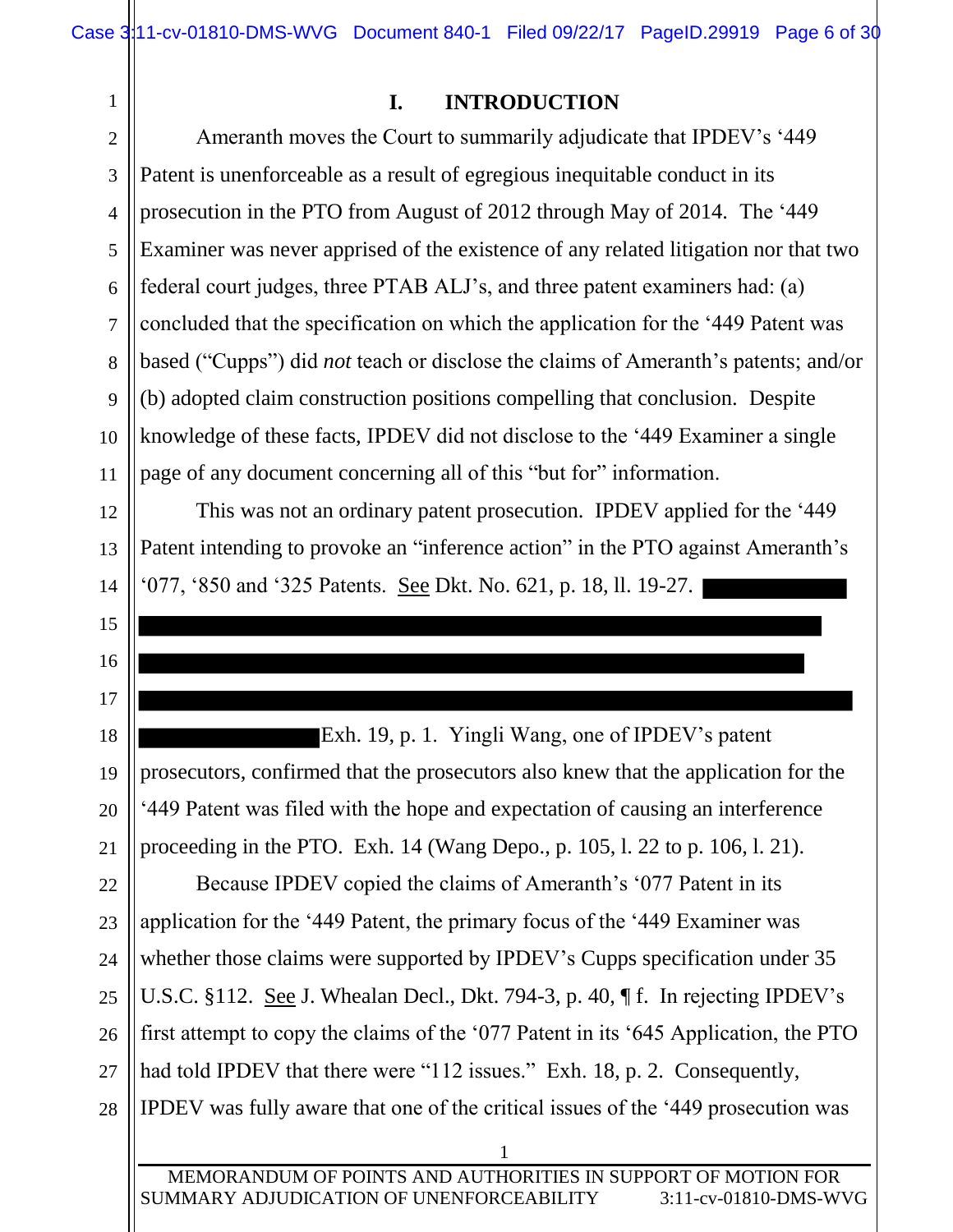## I. INTRODUCTION

Ameranth moves the Court to summarily adjudicate that IPDEV's '449 Patent is unenforceable as a result of egregious inequitable conduct in its prosecution in the PTO from August of 2012 through May of 2014. The '449 Examiner was never apprised of the existence of any related litigation nor that two federal court judges, three PTAB ALJ's, and three patent examiners had: (a) concluded that the specification on which the application for the '449 Patent was based ("Cupps") did *not* teach or disclose the claims of Ameranth's patents; and/or (b) adopted claim construction positions compelling that conclusion. Despite knowledge of these facts, IPDEV did not disclose to the '449 Examiner a single page of any document concerning all of this "but for" information.

This was not an ordinary patent prosecution. IPDEV applied for the '449 Patent intending to provoke an "inference action" in the PTO against Ameranth's '077, '850 and '325 Patents. See Dkt. No. 621, p. 18, ll. 19-27. [REDACTED] Exh. 19, p. 1. Yingli Wang, one of IPDEV's patent prosecutors, confirmed that the prosecutors also knew that the application for the '449 Patent was filed with the hope and expectation of causing an interference proceeding in the PTO. Exh. 14 (Wang Depo., p. 105, l. 22 to p. 106, l. 21).

Because IPDEV copied the claims of Ameranth's '077 Patent in its application for the '449 Patent, the primary focus of the '449 Examiner was whether those claims were supported by IPDEV's Cupps specification under 35 U.S.C. §112. See J. Whealan Decl., Dkt. 794-3, p. 40, ¶ f. In rejecting IPDEV's first attempt to copy the claims of the '077 Patent in its '645 Application, the PTO had told IPDEV that there were "112 issues." Exh. 18, p. 2. Consequently, IPDEV was fully aware that one of the critical issues of the '449 prosecution was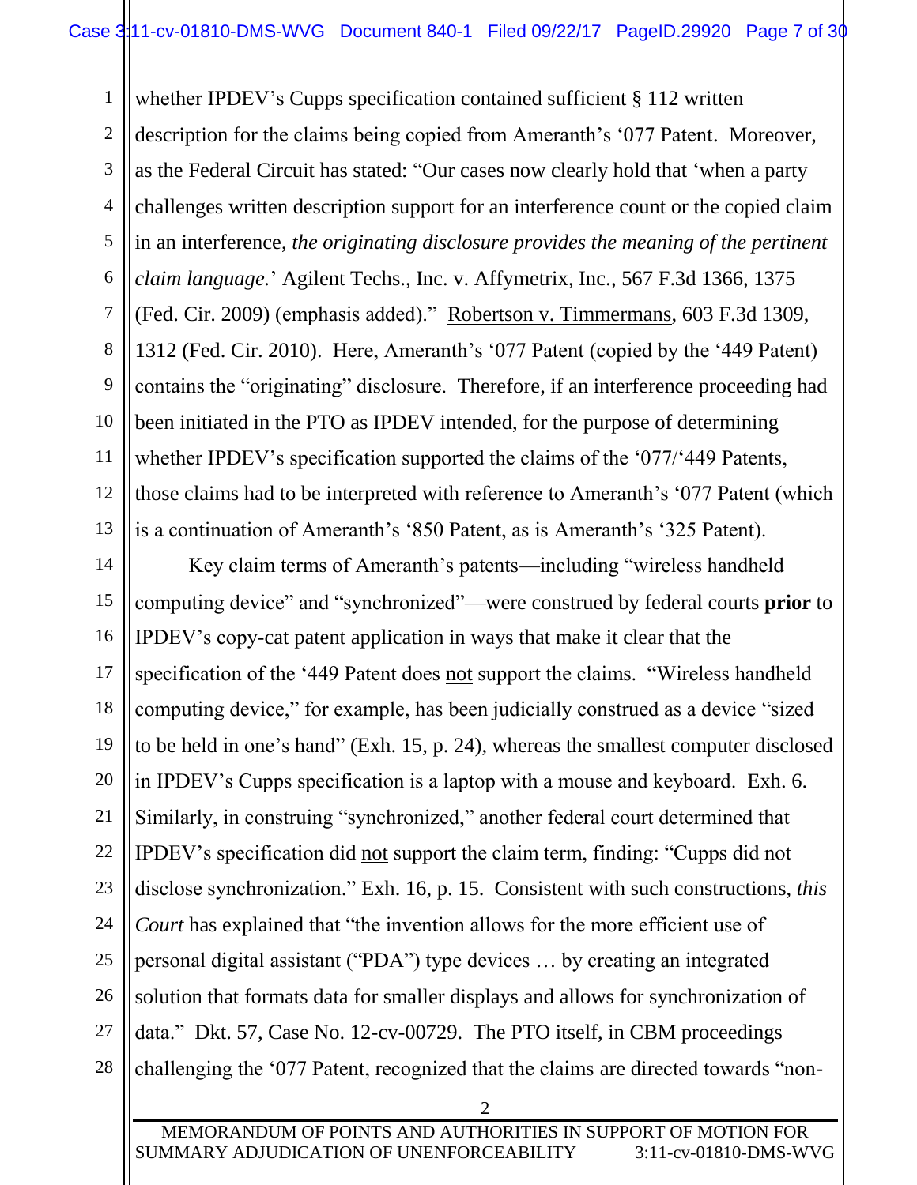whether IPDEV's Cupps specification contained sufficient § 112 written description for the claims being copied from Ameranth's '077 Patent. Moreover, as the Federal Circuit has stated: "Our cases now clearly hold that 'when a party challenges written description support for an interference count or the copied claim in an interference, *the originating disclosure provides the meaning of the pertinent claim language.*' Agilent Techs., Inc. v. Affymetrix, Inc., 567 F.3d 1366, 1375 (Fed. Cir. 2009) (emphasis added)." Robertson v. Timmermans, 603 F.3d 1309, 1312 (Fed. Cir. 2010). Here, Ameranth's '077 Patent (copied by the '449 Patent) contains the "originating" disclosure. Therefore, if an interference proceeding had been initiated in the PTO as IPDEV intended, for the purpose of determining whether IPDEV's specification supported the claims of the '077/'449 Patents, those claims had to be interpreted with reference to Ameranth's '077 Patent (which is a continuation of Ameranth's '850 Patent, as is Ameranth's '325 Patent).

Key claim terms of Ameranth's patents—including "wireless handheld computing device" and "synchronized"—were construed by federal courts **prior** to IPDEV's copy-cat patent application in ways that make it clear that the specification of the '449 Patent does not support the claims. "Wireless handheld computing device," for example, has been judicially construed as a device "sized to be held in one's hand" (Exh. 15, p. 24), whereas the smallest computer disclosed in IPDEV's Cupps specification is a laptop with a mouse and keyboard. Exh. 6. Similarly, in construing "synchronized," another federal court determined that IPDEV's specification did not support the claim term, finding: "Cupps did not disclose synchronization." Exh. 16, p. 15. Consistent with such constructions, *this Court* has explained that "the invention allows for the more efficient use of personal digital assistant ("PDA") type devices … by creating an integrated solution that formats data for smaller displays and allows for synchronization of data." Dkt. 57, Case No. 12-cv-00729. The PTO itself, in CBM proceedings challenging the '077 Patent, recognized that the claims are directed towards "non-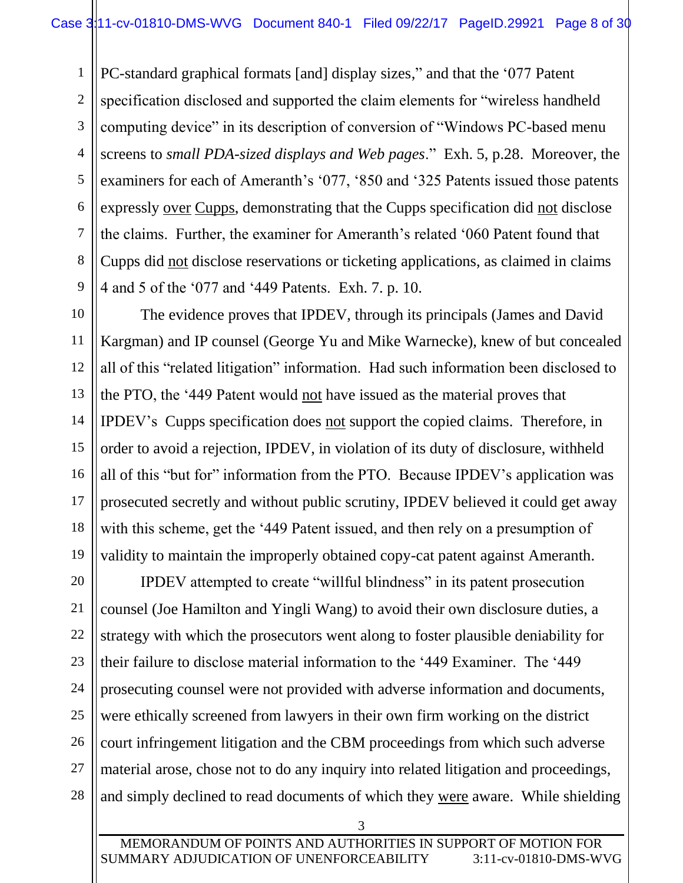PC-standard graphical formats [and] display sizes," and that the '077 Patent specification disclosed and supported the claim elements for "wireless handheld computing device" in its description of conversion of "Windows PC-based menu screens to *small PDA-sized displays and Web pages*." Exh. 5, p.28. Moreover, the examiners for each of Ameranth's '077, '850 and '325 Patents issued those patents expressly <u>over</u> <u>Cupps</u>, demonstrating that the Cupps specification did <u>not</u> disclose the claims. Further, the examiner for Ameranth's related '060 Patent found that Cupps did <u>not</u> disclose reservations or ticketing applications, as claimed in claims 4 and 5 of the '077 and '449 Patents. Exh. 7. p. 10.

The evidence proves that IPDEV, through its principals (James and David Kargman) and IP counsel (George Yu and Mike Warnecke), knew of but concealed all of this "related litigation" information. Had such information been disclosed to the PTO, the '449 Patent would <u>not</u> have issued as the material proves that IPDEV's Cupps specification does <u>not</u> support the copied claims. Therefore, in order to avoid a rejection, IPDEV, in violation of its duty of disclosure, withheld all of this "but for" information from the PTO. Because IPDEV's application was prosecuted secretly and without public scrutiny, IPDEV believed it could get away with this scheme, get the '449 Patent issued, and then rely on a presumption of validity to maintain the improperly obtained copy-cat patent against Ameranth.

IPDEV attempted to create "willful blindness" in its patent prosecution counsel (Joe Hamilton and Yingli Wang) to avoid their own disclosure duties, a strategy with which the prosecutors went along to foster plausible deniability for their failure to disclose material information to the '449 Examiner. The '449 prosecuting counsel were not provided with adverse information and documents, were ethically screened from lawyers in their own firm working on the district court infringement litigation and the CBM proceedings from which such adverse material arose, chose not to do any inquiry into related litigation and proceedings, and simply declined to read documents of which they <u>were</u> aware. While shielding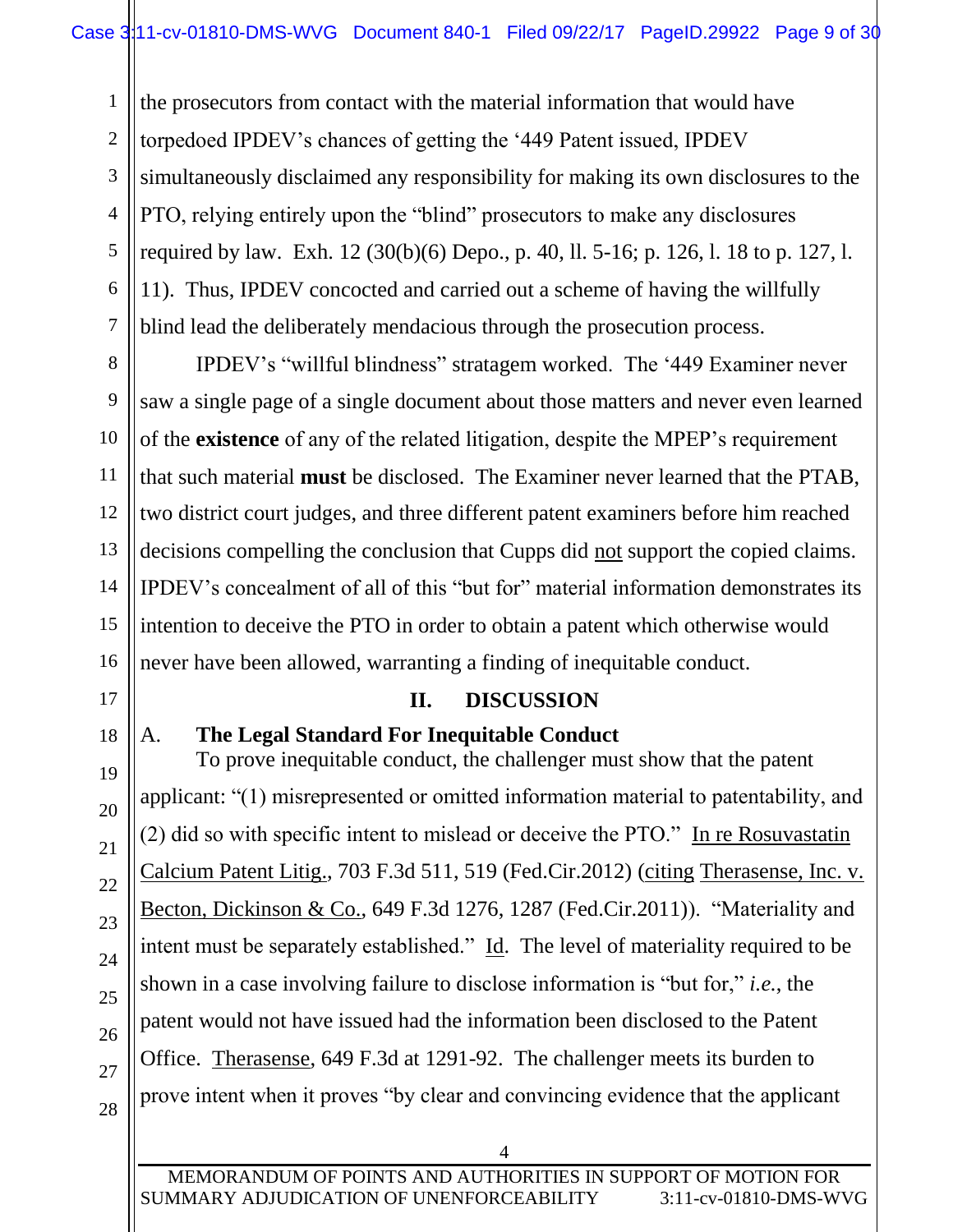the prosecutors from contact with the material information that would have torpedoed IPDEV's chances of getting the '449 Patent issued, IPDEV simultaneously disclaimed any responsibility for making its own disclosures to the PTO, relying entirely upon the "blind" prosecutors to make any disclosures required by law. Exh. 12 (30(b)(6) Depo., p. 40, ll. 5-16; p. 126, l. 18 to p. 127, l. 11). Thus, IPDEV concocted and carried out a scheme of having the willfully blind lead the deliberately mendacious through the prosecution process.

IPDEV's "willful blindness" stratagem worked. The '449 Examiner never saw a single page of a single document about those matters and never even learned of the **existence** of any of the related litigation, despite the MPEP's requirement that such material **must** be disclosed. The Examiner never learned that the PTAB, two district court judges, and three different patent examiners before him reached decisions compelling the conclusion that Cupps did not support the copied claims. IPDEV's concealment of all of this "but for" material information demonstrates its intention to deceive the PTO in order to obtain a patent which otherwise would never have been allowed, warranting a finding of inequitable conduct.

## II. DISCUSSION

### A. The Legal Standard For Inequitable Conduct

To prove inequitable conduct, the challenger must show that the patent applicant: "(1) misrepresented or omitted information material to patentability, and (2) did so with specific intent to mislead or deceive the PTO." In re Rosuvastatin Calcium Patent Litig., 703 F.3d 511, 519 (Fed.Cir.2012) (citing Therasense, Inc. v. Becton, Dickinson & Co., 649 F.3d 1276, 1287 (Fed.Cir.2011)). "Materiality and intent must be separately established." Id. The level of materiality required to be shown in a case involving failure to disclose information is "but for," *i.e.*, the patent would not have issued had the information been disclosed to the Patent Office. Therasense, 649 F.3d at 1291-92. The challenger meets its burden to prove intent when it proves "by clear and convincing evidence that the applicant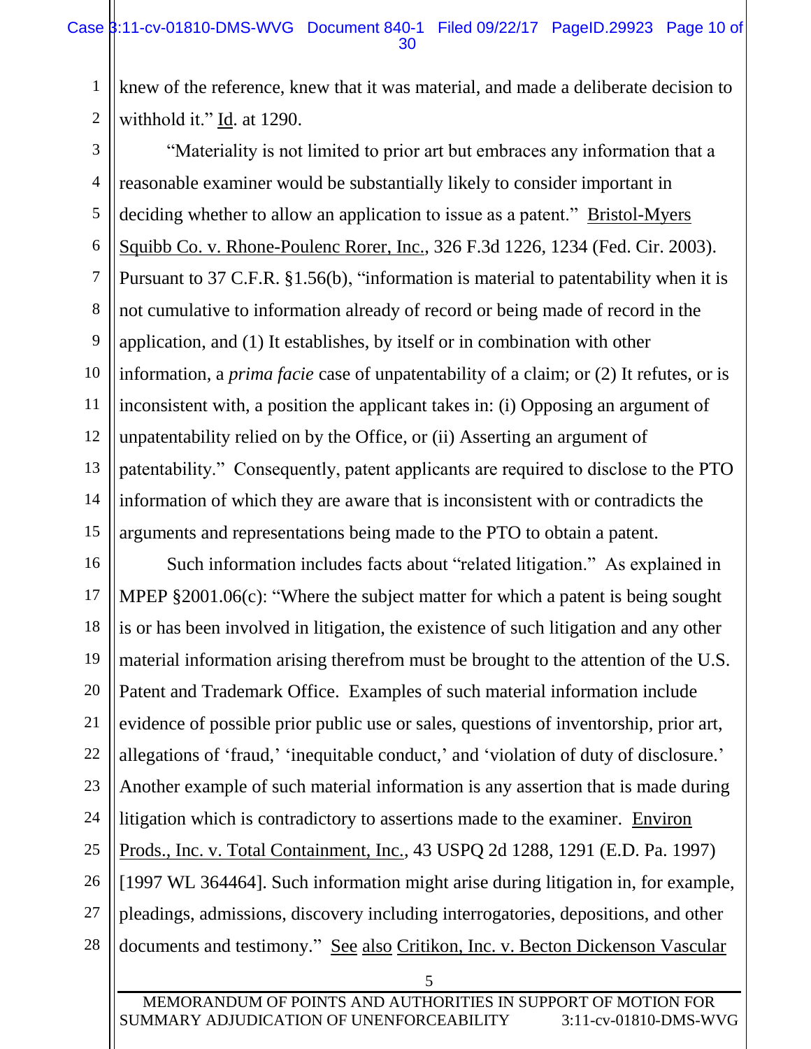knew of the reference, knew that it was material, and made a deliberate decision to withhold it." Id. at 1290.

"Materiality is not limited to prior art but embraces any information that a reasonable examiner would be substantially likely to consider important in deciding whether to allow an application to issue as a patent." Bristol-Myers Squibb Co. v. Rhone-Poulenc Rorer, Inc., 326 F.3d 1226, 1234 (Fed. Cir. 2003). Pursuant to 37 C.F.R. §1.56(b), "information is material to patentability when it is not cumulative to information already of record or being made of record in the application, and (1) It establishes, by itself or in combination with other information, a *prima facie* case of unpatentability of a claim; or (2) It refutes, or is inconsistent with, a position the applicant takes in: (i) Opposing an argument of unpatentability relied on by the Office, or (ii) Asserting an argument of patentability." Consequently, patent applicants are required to disclose to the PTO information of which they are aware that is inconsistent with or contradicts the arguments and representations being made to the PTO to obtain a patent.

Such information includes facts about "related litigation." As explained in MPEP §2001.06(c): "Where the subject matter for which a patent is being sought is or has been involved in litigation, the existence of such litigation and any other material information arising therefrom must be brought to the attention of the U.S. Patent and Trademark Office. Examples of such material information include evidence of possible prior public use or sales, questions of inventorship, prior art, allegations of 'fraud,' 'inequitable conduct,' and 'violation of duty of disclosure.' Another example of such material information is any assertion that is made during litigation which is contradictory to assertions made to the examiner. Environ Prods., Inc. v. Total Containment, Inc., 43 USPQ 2d 1288, 1291 (E.D. Pa. 1997) [1997 WL 364464]. Such information might arise during litigation in, for example, pleadings, admissions, discovery including interrogatories, depositions, and other documents and testimony." See also Critikon, Inc. v. Becton Dickenson Vascular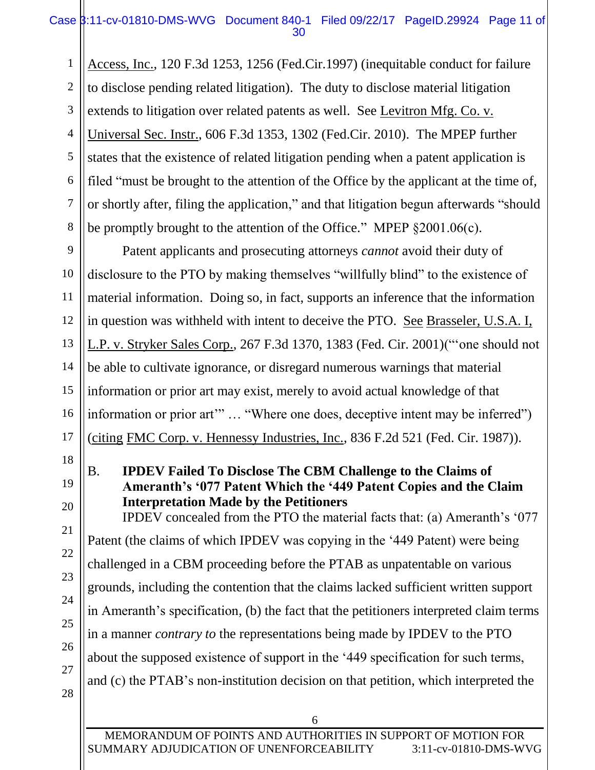Access, Inc., 120 F.3d 1253, 1256 (Fed.Cir.1997) (inequitable conduct for failure to disclose pending related litigation). The duty to disclose material litigation extends to litigation over related patents as well. See Levitron Mfg. Co. v. Universal Sec. Instr., 606 F.3d 1353, 1302 (Fed.Cir. 2010). The MPEP further states that the existence of related litigation pending when a patent application is filed "must be brought to the attention of the Office by the applicant at the time of, or shortly after, filing the application," and that litigation begun afterwards "should be promptly brought to the attention of the Office." MPEP §2001.06(c).

Patent applicants and prosecuting attorneys *cannot* avoid their duty of disclosure to the PTO by making themselves "willfully blind" to the existence of material information. Doing so, in fact, supports an inference that the information in question was withheld with intent to deceive the PTO. See Brasseler, U.S.A. I, L.P. v. Stryker Sales Corp., 267 F.3d 1370, 1383 (Fed. Cir. 2001)("'one should not be able to cultivate ignorance, or disregard numerous warnings that material information or prior art may exist, merely to avoid actual knowledge of that information or prior art'" … "Where one does, deceptive intent may be inferred") (citing FMC Corp. v. Hennessy Industries, Inc., 836 F.2d 521 (Fed. Cir. 1987)).

### B. IPDEV Failed To Disclose The CBM Challenge to the Claims of Ameranth's '077 Patent Which the '449 Patent Copies and the Claim Interpretation Made by the Petitioners

IPDEV concealed from the PTO the material facts that: (a) Ameranth's '077 Patent (the claims of which IPDEV was copying in the '449 Patent) were being challenged in a CBM proceeding before the PTAB as unpatentable on various grounds, including the contention that the claims lacked sufficient written support in Ameranth's specification, (b) the fact that the petitioners interpreted claim terms in a manner *contrary to* the representations being made by IPDEV to the PTO about the supposed existence of support in the '449 specification for such terms, and (c) the PTAB's non-institution decision on that petition, which interpreted the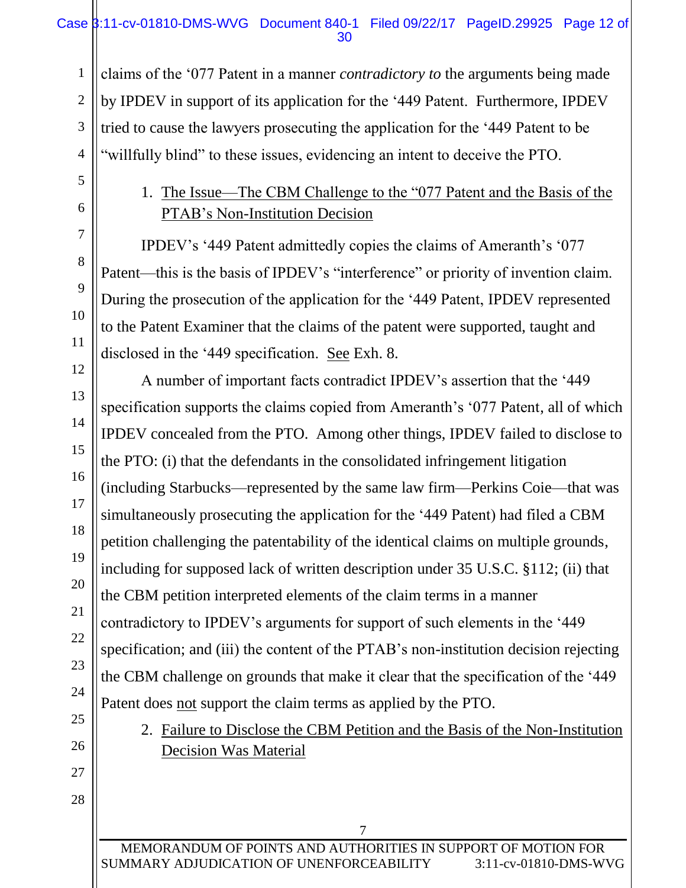claims of the '077 Patent in a manner *contradictory to* the arguments being made by IPDEV in support of its application for the '449 Patent. Furthermore, IPDEV tried to cause the lawyers prosecuting the application for the '449 Patent to be "willfully blind" to these issues, evidencing an intent to deceive the PTO.

1. <u>The Issue—The CBM Challenge to the "077 Patent and the Basis of the PTAB's Non-Institution Decision</u>

IPDEV's '449 Patent admittedly copies the claims of Ameranth's '077 Patent—this is the basis of IPDEV's "interference" or priority of invention claim. During the prosecution of the application for the '449 Patent, IPDEV represented to the Patent Examiner that the claims of the patent were supported, taught and disclosed in the '449 specification. <u>See</u> Exh. 8.

A number of important facts contradict IPDEV's assertion that the '449 specification supports the claims copied from Ameranth's '077 Patent, all of which IPDEV concealed from the PTO. Among other things, IPDEV failed to disclose to the PTO: (i) that the defendants in the consolidated infringement litigation (including Starbucks—represented by the same law firm—Perkins Coie—that was simultaneously prosecuting the application for the '449 Patent) had filed a CBM petition challenging the patentability of the identical claims on multiple grounds, including for supposed lack of written description under 35 U.S.C. §112; (ii) that the CBM petition interpreted elements of the claim terms in a manner contradictory to IPDEV's arguments for support of such elements in the '449 specification; and (iii) the content of the PTAB's non-institution decision rejecting the CBM challenge on grounds that make it clear that the specification of the '449 Patent does <u>not</u> support the claim terms as applied by the PTO.

2. <u>Failure to Disclose the CBM Petition and the Basis of the Non-Institution Decision Was Material</u>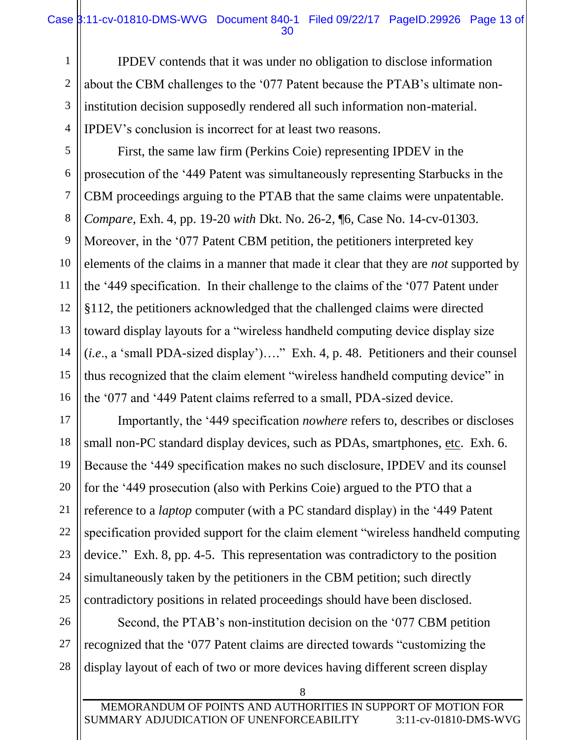IPDEV contends that it was under no obligation to disclose information about the CBM challenges to the '077 Patent because the PTAB's ultimate non-institution decision supposedly rendered all such information non-material. IPDEV's conclusion is incorrect for at least two reasons.

First, the same law firm (Perkins Coie) representing IPDEV in the prosecution of the '449 Patent was simultaneously representing Starbucks in the CBM proceedings arguing to the PTAB that the same claims were unpatentable. *Compare*, Exh. 4, pp. 19-20 *with* Dkt. No. 26-2, ¶6, Case No. 14-cv-01303. Moreover, in the '077 Patent CBM petition, the petitioners interpreted key elements of the claims in a manner that made it clear that they are *not* supported by the '449 specification. In their challenge to the claims of the '077 Patent under §112, the petitioners acknowledged that the challenged claims were directed toward display layouts for a "wireless handheld computing device display size (*i.e*., a 'small PDA-sized display')…." Exh. 4, p. 48. Petitioners and their counsel thus recognized that the claim element "wireless handheld computing device" in the '077 and '449 Patent claims referred to a small, PDA-sized device.

Importantly, the '449 specification *nowhere* refers to, describes or discloses small non-PC standard display devices, such as PDAs, smartphones, etc. Exh. 6. Because the '449 specification makes no such disclosure, IPDEV and its counsel for the '449 prosecution (also with Perkins Coie) argued to the PTO that a reference to a *laptop* computer (with a PC standard display) in the '449 Patent specification provided support for the claim element "wireless handheld computing device." Exh. 8, pp. 4-5. This representation was contradictory to the position simultaneously taken by the petitioners in the CBM petition; such directly contradictory positions in related proceedings should have been disclosed.

Second, the PTAB's non-institution decision on the '077 CBM petition recognized that the '077 Patent claims are directed towards "customizing the display layout of each of two or more devices having different screen display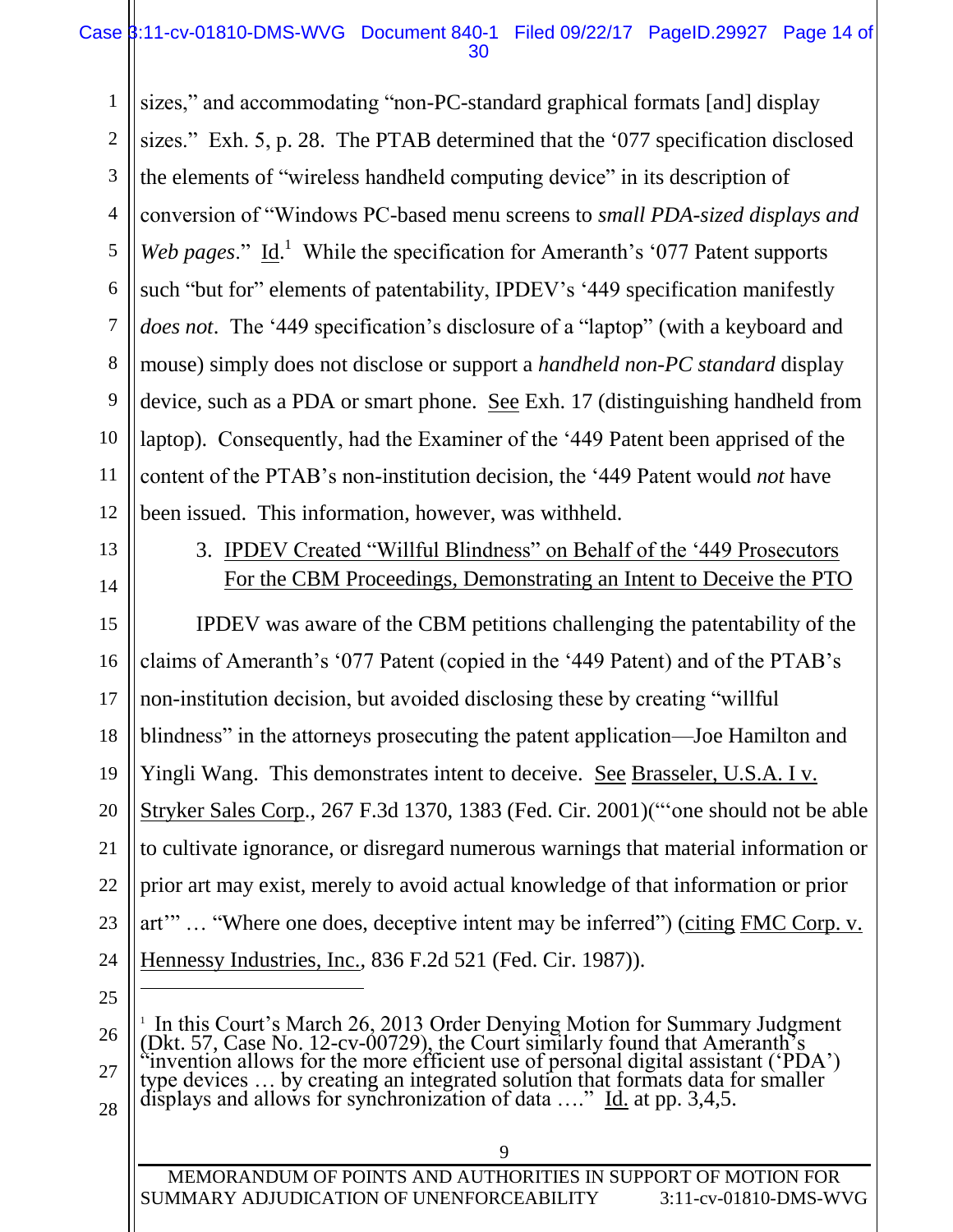sizes," and accommodating "non-PC-standard graphical formats [and] display sizes." Exh. 5, p. 28. The PTAB determined that the '077 specification disclosed the elements of "wireless handheld computing device" in its description of conversion of "Windows PC-based menu screens to *small PDA-sized displays and Web pages*." Id.[1] While the specification for Ameranth's '077 Patent supports such "but for" elements of patentability, IPDEV's '449 specification manifestly *does not*. The '449 specification's disclosure of a "laptop" (with a keyboard and mouse) simply does not disclose or support a *handheld non-PC standard* display device, such as a PDA or smart phone. See Exh. 17 (distinguishing handheld from laptop). Consequently, had the Examiner of the '449 Patent been apprised of the content of the PTAB's non-institution decision, the '449 Patent would *not* have been issued. This information, however, was withheld.

3. IPDEV Created "Willful Blindness" on Behalf of the '449 Prosecutors For the CBM Proceedings, Demonstrating an Intent to Deceive the PTO

IPDEV was aware of the CBM petitions challenging the patentability of the claims of Ameranth's '077 Patent (copied in the '449 Patent) and of the PTAB's non-institution decision, but avoided disclosing these by creating "willful blindness" in the attorneys prosecuting the patent application—Joe Hamilton and Yingli Wang. This demonstrates intent to deceive. See Brasseler, U.S.A. I v. Stryker Sales Corp., 267 F.3d 1370, 1383 (Fed. Cir. 2001)("'one should not be able to cultivate ignorance, or disregard numerous warnings that material information or prior art may exist, merely to avoid actual knowledge of that information or prior art'" … "Where one does, deceptive intent may be inferred") (citing FMC Corp. v. Hennessy Industries, Inc., 836 F.2d 521 (Fed. Cir. 1987)).

---

[1] In this Court's March 26, 2013 Order Denying Motion for Summary Judgment (Dkt. 57, Case No. 12-cv-00729), the Court similarly found that Ameranth's "invention allows for the more efficient use of personal digital assistant ('PDA') type devices … by creating an integrated solution that formats data for smaller displays and allows for synchronization of data …." Id. at pp. 3,4,5.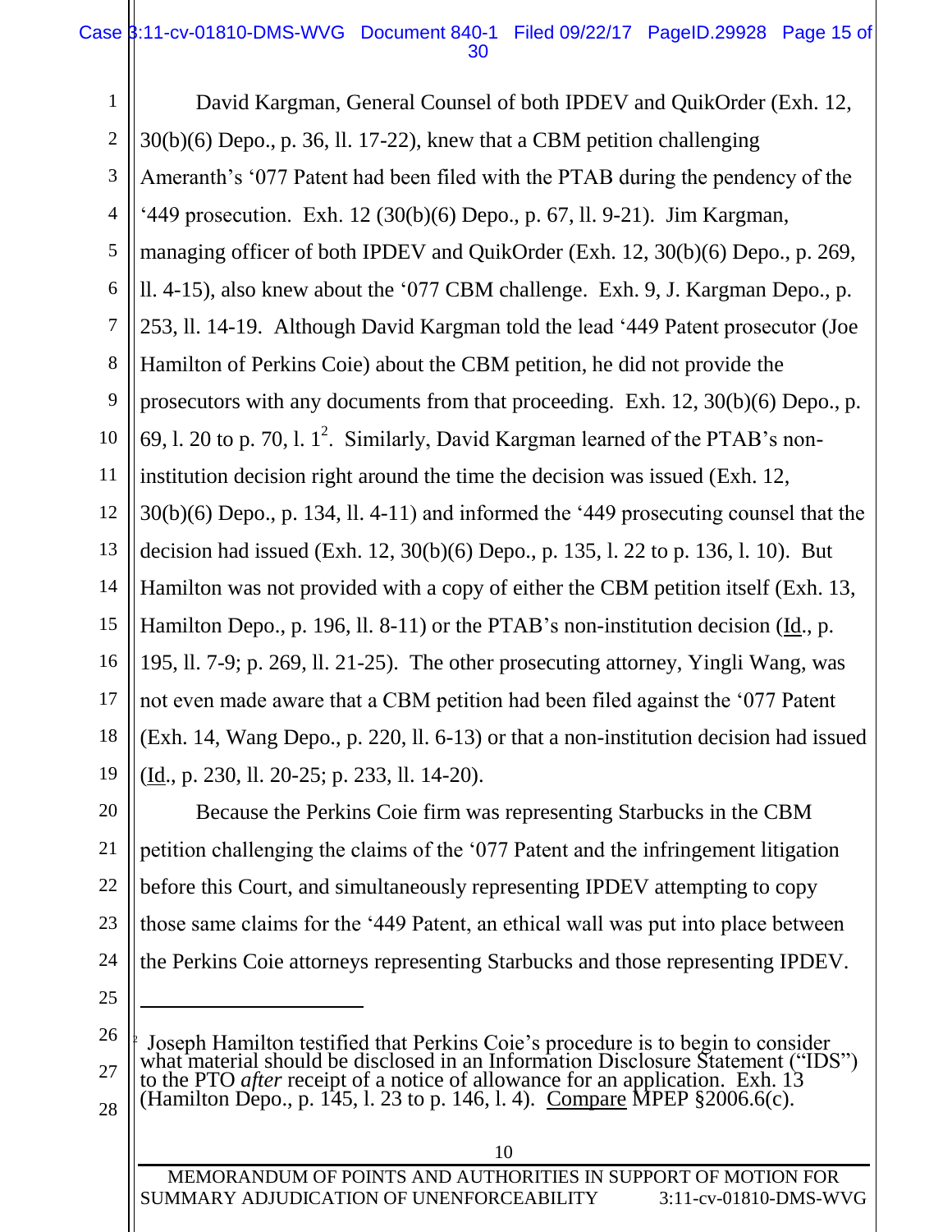David Kargman, General Counsel of both IPDEV and QuikOrder (Exh. 12, 30(b)(6) Depo., p. 36, ll. 17-22), knew that a CBM petition challenging Ameranth's '077 Patent had been filed with the PTAB during the pendency of the '449 prosecution. Exh. 12 (30(b)(6) Depo., p. 67, ll. 9-21). Jim Kargman, managing officer of both IPDEV and QuikOrder (Exh. 12, 30(b)(6) Depo., p. 269, ll. 4-15), also knew about the '077 CBM challenge. Exh. 9, J. Kargman Depo., p. 253, ll. 14-19. Although David Kargman told the lead '449 Patent prosecutor (Joe Hamilton of Perkins Coie) about the CBM petition, he did not provide the prosecutors with any documents from that proceeding. Exh. 12, 30(b)(6) Depo., p. 69, l. 20 to p. 70, l. 1[2]. Similarly, David Kargman learned of the PTAB's non-institution decision right around the time the decision was issued (Exh. 12, 30(b)(6) Depo., p. 134, ll. 4-11) and informed the '449 prosecuting counsel that the decision had issued (Exh. 12, 30(b)(6) Depo., p. 135, l. 22 to p. 136, l. 10). But Hamilton was not provided with a copy of either the CBM petition itself (Exh. 13, Hamilton Depo., p. 196, ll. 8-11) or the PTAB's non-institution decision (Id., p. 195, ll. 7-9; p. 269, ll. 21-25). The other prosecuting attorney, Yingli Wang, was not even made aware that a CBM petition had been filed against the '077 Patent (Exh. 14, Wang Depo., p. 220, ll. 6-13) or that a non-institution decision had issued (Id., p. 230, ll. 20-25; p. 233, ll. 14-20).

Because the Perkins Coie firm was representing Starbucks in the CBM petition challenging the claims of the '077 Patent and the infringement litigation before this Court, and simultaneously representing IPDEV attempting to copy those same claims for the '449 Patent, an ethical wall was put into place between the Perkins Coie attorneys representing Starbucks and those representing IPDEV.

---

[2] Joseph Hamilton testified that Perkins Coie's procedure is to begin to consider what material should be disclosed in an Information Disclosure Statement ("IDS") to the PTO *after* receipt of a notice of allowance for an application. Exh. 13 (Hamilton Depo., p. 145, l. 23 to p. 146, l. 4). Compare MPEP §2006.6(c).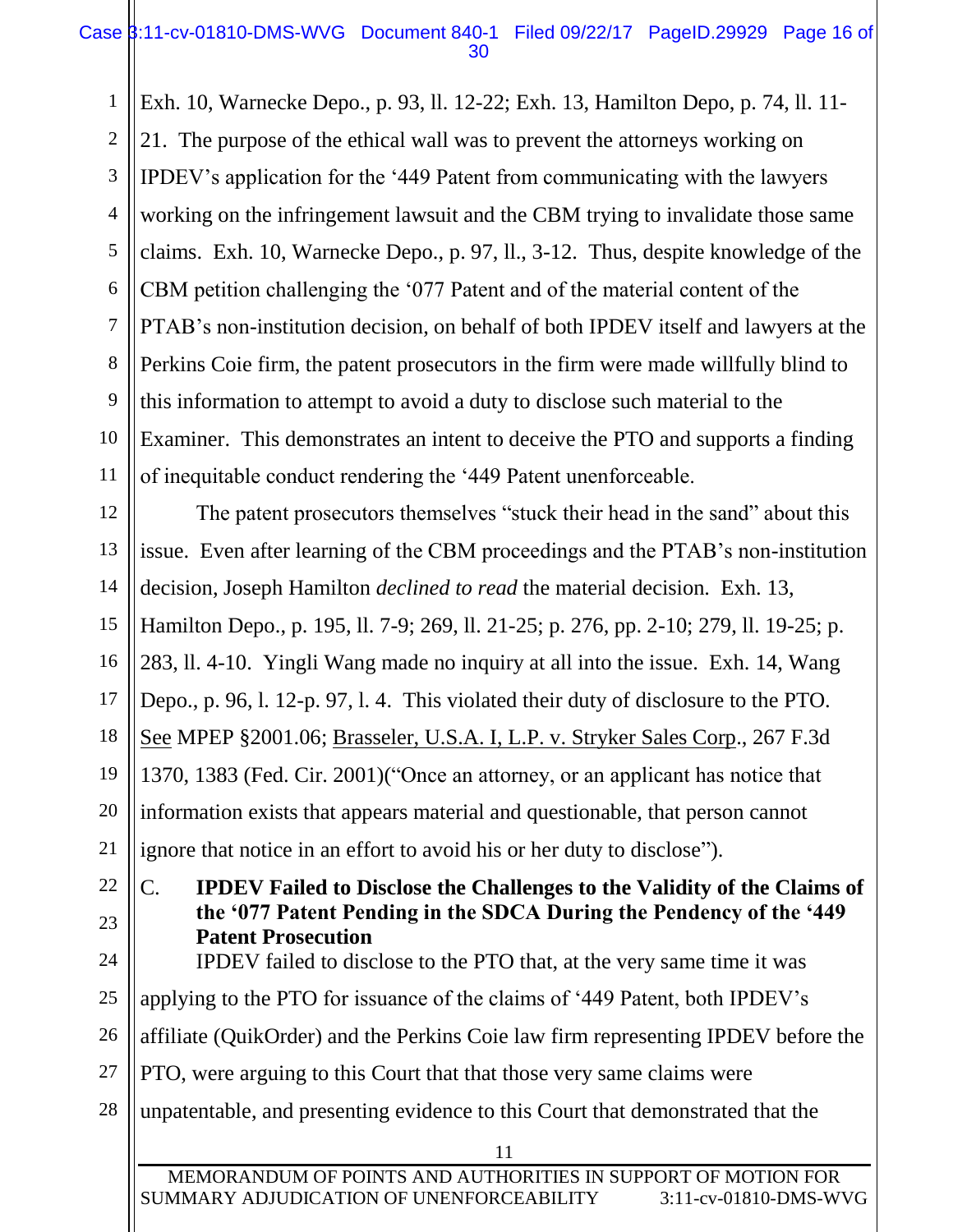Exh. 10, Warnecke Depo., p. 93, ll. 12-22; Exh. 13, Hamilton Depo, p. 74, ll. 11-21. The purpose of the ethical wall was to prevent the attorneys working on IPDEV's application for the '449 Patent from communicating with the lawyers working on the infringement lawsuit and the CBM trying to invalidate those same claims. Exh. 10, Warnecke Depo., p. 97, ll., 3-12. Thus, despite knowledge of the CBM petition challenging the '077 Patent and of the material content of the PTAB's non-institution decision, on behalf of both IPDEV itself and lawyers at the Perkins Coie firm, the patent prosecutors in the firm were made willfully blind to this information to attempt to avoid a duty to disclose such material to the Examiner. This demonstrates an intent to deceive the PTO and supports a finding of inequitable conduct rendering the '449 Patent unenforceable.

The patent prosecutors themselves "stuck their head in the sand" about this issue. Even after learning of the CBM proceedings and the PTAB's non-institution decision, Joseph Hamilton *declined to read* the material decision. Exh. 13, Hamilton Depo., p. 195, ll. 7-9; 269, ll. 21-25; p. 276, pp. 2-10; 279, ll. 19-25; p. 283, ll. 4-10. Yingli Wang made no inquiry at all into the issue. Exh. 14, Wang Depo., p. 96, l. 12-p. 97, l. 4. This violated their duty of disclosure to the PTO. See MPEP §2001.06; Brasseler, U.S.A. I, L.P. v. Stryker Sales Corp., 267 F.3d 1370, 1383 (Fed. Cir. 2001)("Once an attorney, or an applicant has notice that information exists that appears material and questionable, that person cannot ignore that notice in an effort to avoid his or her duty to disclose").

### C. IPDEV Failed to Disclose the Challenges to the Validity of the Claims of the '077 Patent Pending in the SDCA During the Pendency of the '449 Patent Prosecution

IPDEV failed to disclose to the PTO that, at the very same time it was applying to the PTO for issuance of the claims of '449 Patent, both IPDEV's affiliate (QuikOrder) and the Perkins Coie law firm representing IPDEV before the PTO, were arguing to this Court that that those very same claims were unpatentable, and presenting evidence to this Court that demonstrated that the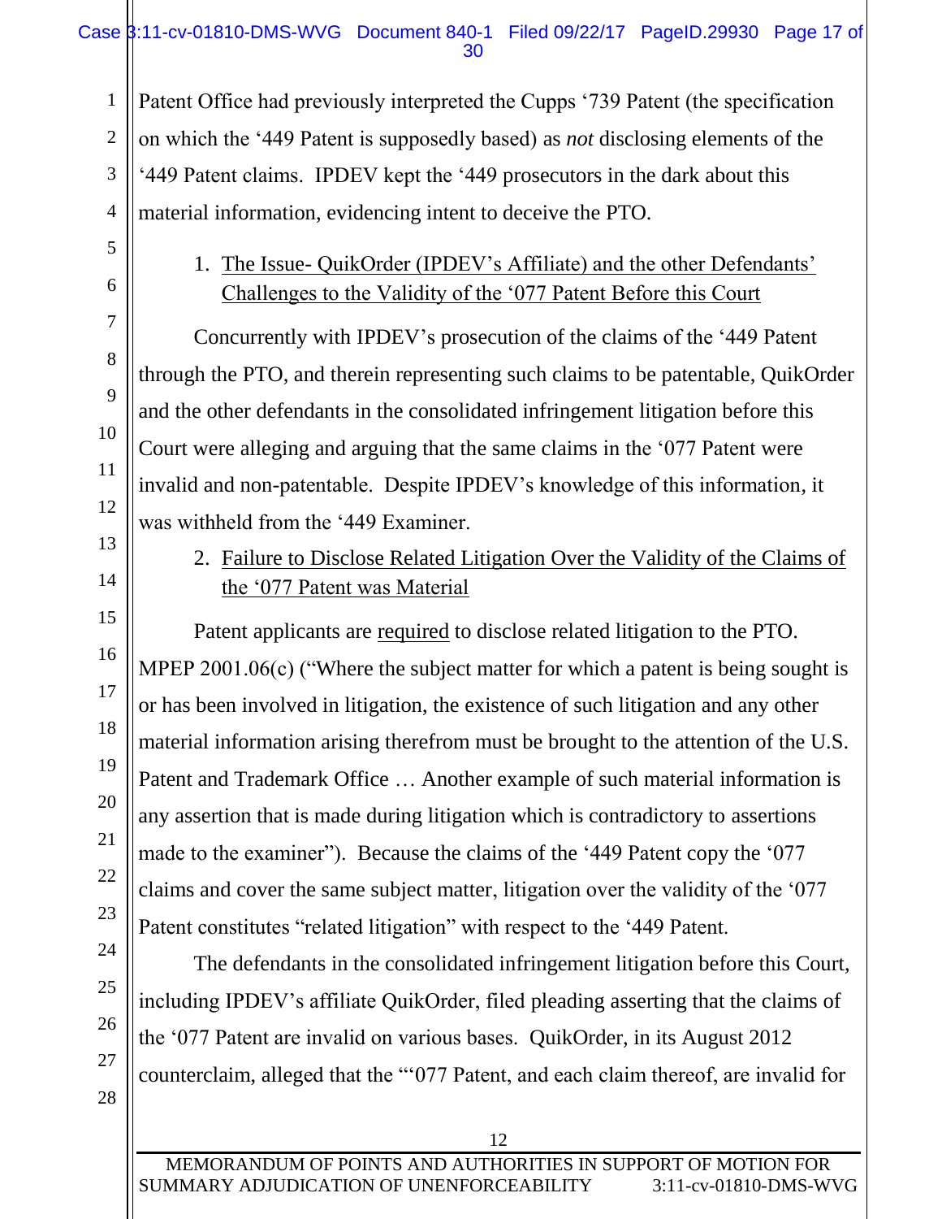Patent Office had previously interpreted the Cupps '739 Patent (the specification on which the '449 Patent is supposedly based) as *not* disclosing elements of the '449 Patent claims. IPDEV kept the '449 prosecutors in the dark about this material information, evidencing intent to deceive the PTO.

1. The Issue- QuikOrder (IPDEV's Affiliate) and the other Defendants' Challenges to the Validity of the '077 Patent Before this Court

Concurrently with IPDEV's prosecution of the claims of the '449 Patent through the PTO, and therein representing such claims to be patentable, QuikOrder and the other defendants in the consolidated infringement litigation before this Court were alleging and arguing that the same claims in the '077 Patent were invalid and non-patentable. Despite IPDEV's knowledge of this information, it was withheld from the '449 Examiner.

2. Failure to Disclose Related Litigation Over the Validity of the Claims of the '077 Patent was Material

Patent applicants are required to disclose related litigation to the PTO. MPEP 2001.06(c) ("Where the subject matter for which a patent is being sought is or has been involved in litigation, the existence of such litigation and any other material information arising therefrom must be brought to the attention of the U.S. Patent and Trademark Office … Another example of such material information is any assertion that is made during litigation which is contradictory to assertions made to the examiner"). Because the claims of the '449 Patent copy the '077 claims and cover the same subject matter, litigation over the validity of the '077 Patent constitutes "related litigation" with respect to the '449 Patent.

The defendants in the consolidated infringement litigation before this Court, including IPDEV's affiliate QuikOrder, filed pleading asserting that the claims of the '077 Patent are invalid on various bases. QuikOrder, in its August 2012 counterclaim, alleged that the "'077 Patent, and each claim thereof, are invalid for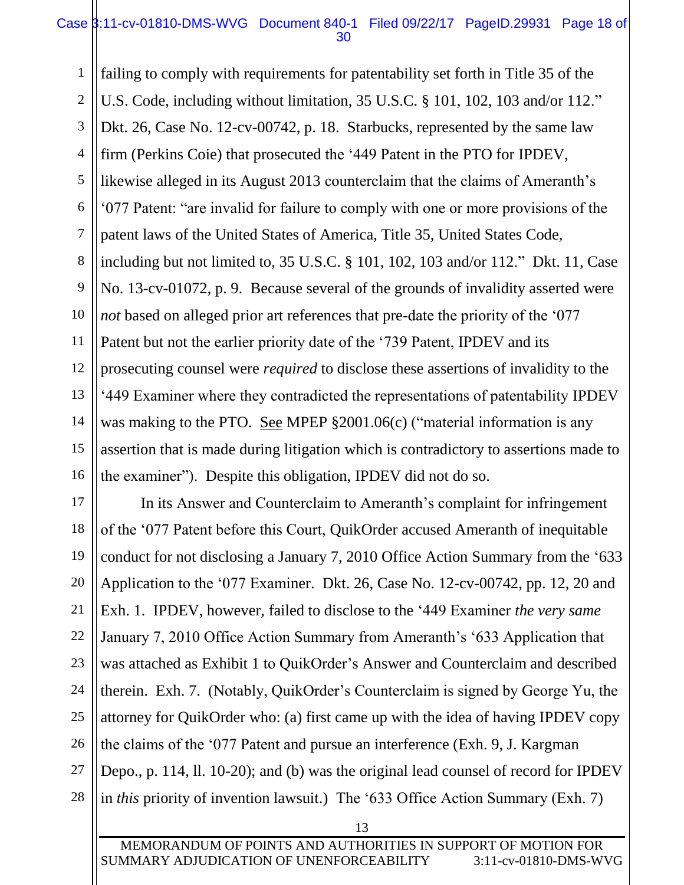failing to comply with requirements for patentability set forth in Title 35 of the U.S. Code, including without limitation, 35 U.S.C. § 101, 102, 103 and/or 112." Dkt. 26, Case No. 12-cv-00742, p. 18. Starbucks, represented by the same law firm (Perkins Coie) that prosecuted the '449 Patent in the PTO for IPDEV, likewise alleged in its August 2013 counterclaim that the claims of Ameranth's '077 Patent: "are invalid for failure to comply with one or more provisions of the patent laws of the United States of America, Title 35, United States Code, including but not limited to, 35 U.S.C. § 101, 102, 103 and/or 112." Dkt. 11, Case No. 13-cv-01072, p. 9. Because several of the grounds of invalidity asserted were *not* based on alleged prior art references that pre-date the priority of the '077 Patent but not the earlier priority date of the '739 Patent, IPDEV and its prosecuting counsel were *required* to disclose these assertions of invalidity to the '449 Examiner where they contradicted the representations of patentability IPDEV was making to the PTO. See MPEP §2001.06(c) ("material information is any assertion that is made during litigation which is contradictory to assertions made to the examiner"). Despite this obligation, IPDEV did not do so.

In its Answer and Counterclaim to Ameranth's complaint for infringement of the '077 Patent before this Court, QuikOrder accused Ameranth of inequitable conduct for not disclosing a January 7, 2010 Office Action Summary from the '633 Application to the '077 Examiner. Dkt. 26, Case No. 12-cv-00742, pp. 12, 20 and Exh. 1. IPDEV, however, failed to disclose to the '449 Examiner *the very same* January 7, 2010 Office Action Summary from Ameranth's '633 Application that was attached as Exhibit 1 to QuikOrder's Answer and Counterclaim and described therein. Exh. 7. (Notably, QuikOrder's Counterclaim is signed by George Yu, the attorney for QuikOrder who: (a) first came up with the idea of having IPDEV copy the claims of the '077 Patent and pursue an interference (Exh. 9, J. Kargman Depo., p. 114, ll. 10-20); and (b) was the original lead counsel of record for IPDEV in *this* priority of invention lawsuit.) The '633 Office Action Summary (Exh. 7)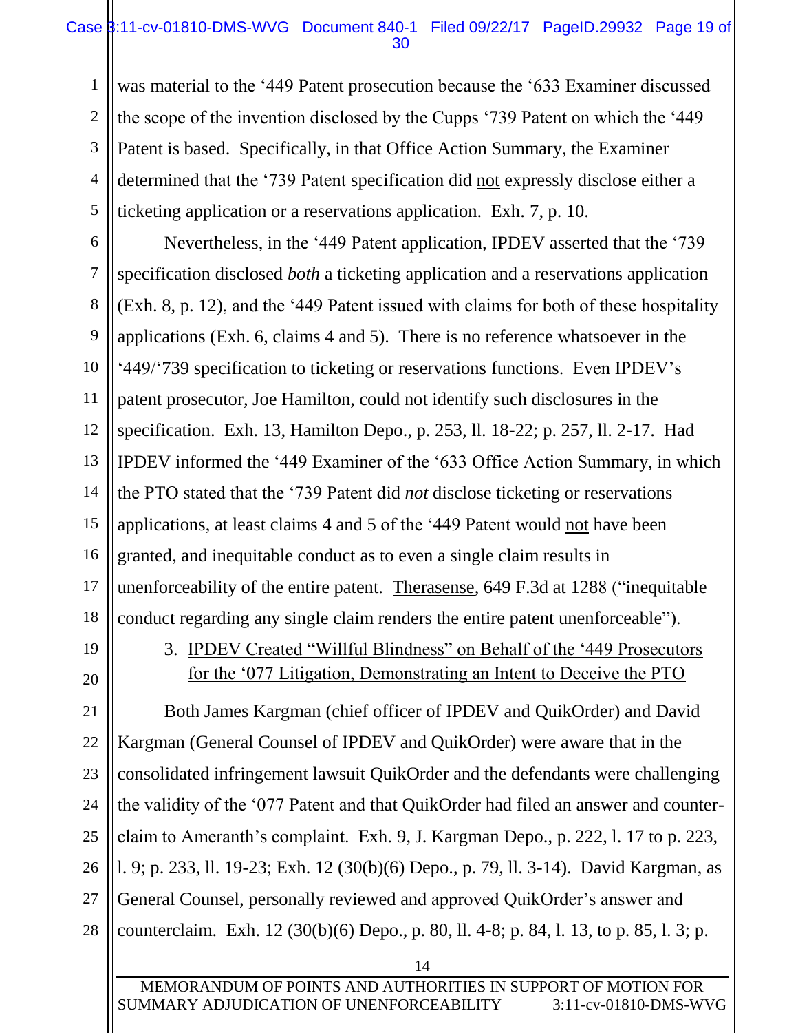was material to the '449 Patent prosecution because the '633 Examiner discussed the scope of the invention disclosed by the Cupps '739 Patent on which the '449 Patent is based. Specifically, in that Office Action Summary, the Examiner determined that the '739 Patent specification did not expressly disclose either a ticketing application or a reservations application. Exh. 7, p. 10.

Nevertheless, in the '449 Patent application, IPDEV asserted that the '739 specification disclosed *both* a ticketing application and a reservations application (Exh. 8, p. 12), and the '449 Patent issued with claims for both of these hospitality applications (Exh. 6, claims 4 and 5). There is no reference whatsoever in the '449/'739 specification to ticketing or reservations functions. Even IPDEV's patent prosecutor, Joe Hamilton, could not identify such disclosures in the specification. Exh. 13, Hamilton Depo., p. 253, ll. 18-22; p. 257, ll. 2-17. Had IPDEV informed the '449 Examiner of the '633 Office Action Summary, in which the PTO stated that the '739 Patent did *not* disclose ticketing or reservations applications, at least claims 4 and 5 of the '449 Patent would not have been granted, and inequitable conduct as to even a single claim results in unenforceability of the entire patent. Therasense, 649 F.3d at 1288 ("inequitable conduct regarding any single claim renders the entire patent unenforceable").

3. IPDEV Created "Willful Blindness" on Behalf of the '449 Prosecutors for the '077 Litigation, Demonstrating an Intent to Deceive the PTO

Both James Kargman (chief officer of IPDEV and QuikOrder) and David Kargman (General Counsel of IPDEV and QuikOrder) were aware that in the consolidated infringement lawsuit QuikOrder and the defendants were challenging the validity of the '077 Patent and that QuikOrder had filed an answer and counter-claim to Ameranth's complaint. Exh. 9, J. Kargman Depo., p. 222, l. 17 to p. 223, l. 9; p. 233, ll. 19-23; Exh. 12 (30(b)(6) Depo., p. 79, ll. 3-14). David Kargman, as General Counsel, personally reviewed and approved QuikOrder's answer and counterclaim. Exh. 12 (30(b)(6) Depo., p. 80, ll. 4-8; p. 84, l. 13, to p. 85, l. 3; p.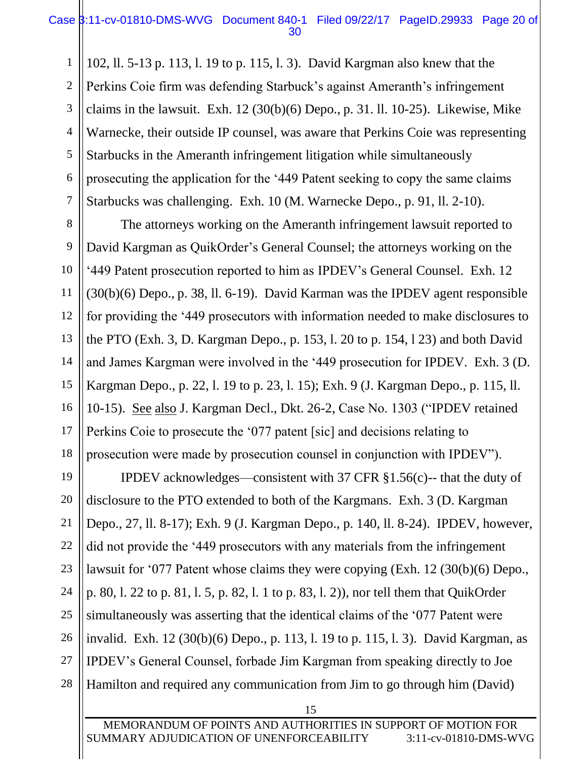102, ll. 5-13 p. 113, l. 19 to p. 115, l. 3). David Kargman also knew that the Perkins Coie firm was defending Starbuck's against Ameranth's infringement claims in the lawsuit. Exh. 12 (30(b)(6) Depo., p. 31. ll. 10-25). Likewise, Mike Warnecke, their outside IP counsel, was aware that Perkins Coie was representing Starbucks in the Ameranth infringement litigation while simultaneously prosecuting the application for the '449 Patent seeking to copy the same claims Starbucks was challenging. Exh. 10 (M. Warnecke Depo., p. 91, ll. 2-10).

The attorneys working on the Ameranth infringement lawsuit reported to David Kargman as QuikOrder's General Counsel; the attorneys working on the '449 Patent prosecution reported to him as IPDEV's General Counsel. Exh. 12 (30(b)(6) Depo., p. 38, ll. 6-19). David Karman was the IPDEV agent responsible for providing the '449 prosecutors with information needed to make disclosures to the PTO (Exh. 3, D. Kargman Depo., p. 153, l. 20 to p. 154, l 23) and both David and James Kargman were involved in the '449 prosecution for IPDEV. Exh. 3 (D. Kargman Depo., p. 22, l. 19 to p. 23, l. 15); Exh. 9 (J. Kargman Depo., p. 115, ll. 10-15). See also J. Kargman Decl., Dkt. 26-2, Case No. 1303 ("IPDEV retained Perkins Coie to prosecute the '077 patent [sic] and decisions relating to prosecution were made by prosecution counsel in conjunction with IPDEV").

IPDEV acknowledges—consistent with 37 CFR §1.56(c)-- that the duty of disclosure to the PTO extended to both of the Kargmans. Exh. 3 (D. Kargman Depo., 27, ll. 8-17); Exh. 9 (J. Kargman Depo., p. 140, ll. 8-24). IPDEV, however, did not provide the '449 prosecutors with any materials from the infringement lawsuit for '077 Patent whose claims they were copying (Exh. 12 (30(b)(6) Depo., p. 80, l. 22 to p. 81, l. 5, p. 82, l. 1 to p. 83, l. 2)), nor tell them that QuikOrder simultaneously was asserting that the identical claims of the '077 Patent were invalid. Exh. 12 (30(b)(6) Depo., p. 113, l. 19 to p. 115, l. 3). David Kargman, as IPDEV's General Counsel, forbade Jim Kargman from speaking directly to Joe Hamilton and required any communication from Jim to go through him (David)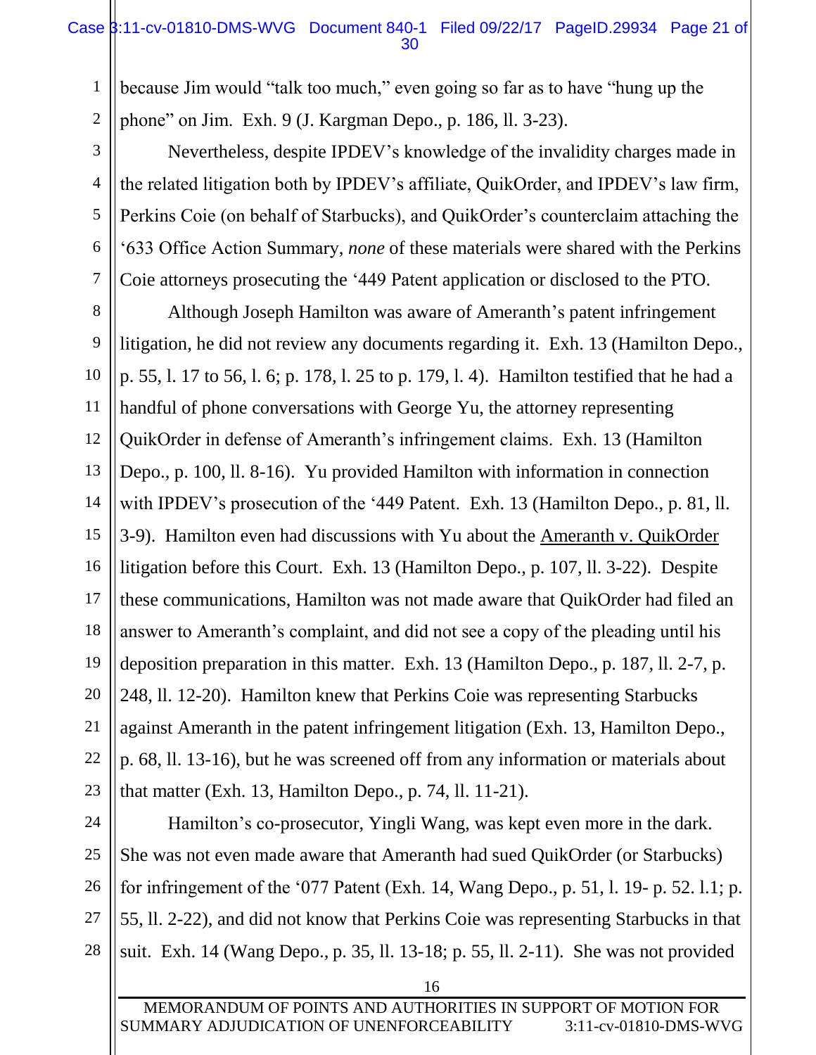because Jim would "talk too much," even going so far as to have "hung up the phone" on Jim. Exh. 9 (J. Kargman Depo., p. 186, ll. 3-23).

Nevertheless, despite IPDEV's knowledge of the invalidity charges made in the related litigation both by IPDEV's affiliate, QuikOrder, and IPDEV's law firm, Perkins Coie (on behalf of Starbucks), and QuikOrder's counterclaim attaching the '633 Office Action Summary, *none* of these materials were shared with the Perkins Coie attorneys prosecuting the '449 Patent application or disclosed to the PTO.

Although Joseph Hamilton was aware of Ameranth's patent infringement litigation, he did not review any documents regarding it. Exh. 13 (Hamilton Depo., p. 55, l. 17 to 56, l. 6; p. 178, l. 25 to p. 179, l. 4). Hamilton testified that he had a handful of phone conversations with George Yu, the attorney representing QuikOrder in defense of Ameranth's infringement claims. Exh. 13 (Hamilton Depo., p. 100, ll. 8-16). Yu provided Hamilton with information in connection with IPDEV's prosecution of the '449 Patent. Exh. 13 (Hamilton Depo., p. 81, ll. 3-9). Hamilton even had discussions with Yu about the Ameranth v. QuikOrder litigation before this Court. Exh. 13 (Hamilton Depo., p. 107, ll. 3-22). Despite these communications, Hamilton was not made aware that QuikOrder had filed an answer to Ameranth's complaint, and did not see a copy of the pleading until his deposition preparation in this matter. Exh. 13 (Hamilton Depo., p. 187, ll. 2-7, p. 248, ll. 12-20). Hamilton knew that Perkins Coie was representing Starbucks against Ameranth in the patent infringement litigation (Exh. 13, Hamilton Depo., p. 68, ll. 13-16), but he was screened off from any information or materials about that matter (Exh. 13, Hamilton Depo., p. 74, ll. 11-21).

Hamilton's co-prosecutor, Yingli Wang, was kept even more in the dark. She was not even made aware that Ameranth had sued QuikOrder (or Starbucks) for infringement of the '077 Patent (Exh. 14, Wang Depo., p. 51, l. 19- p. 52. l.1; p. 55, ll. 2-22), and did not know that Perkins Coie was representing Starbucks in that suit. Exh. 14 (Wang Depo., p. 35, ll. 13-18; p. 55, ll. 2-11). She was not provided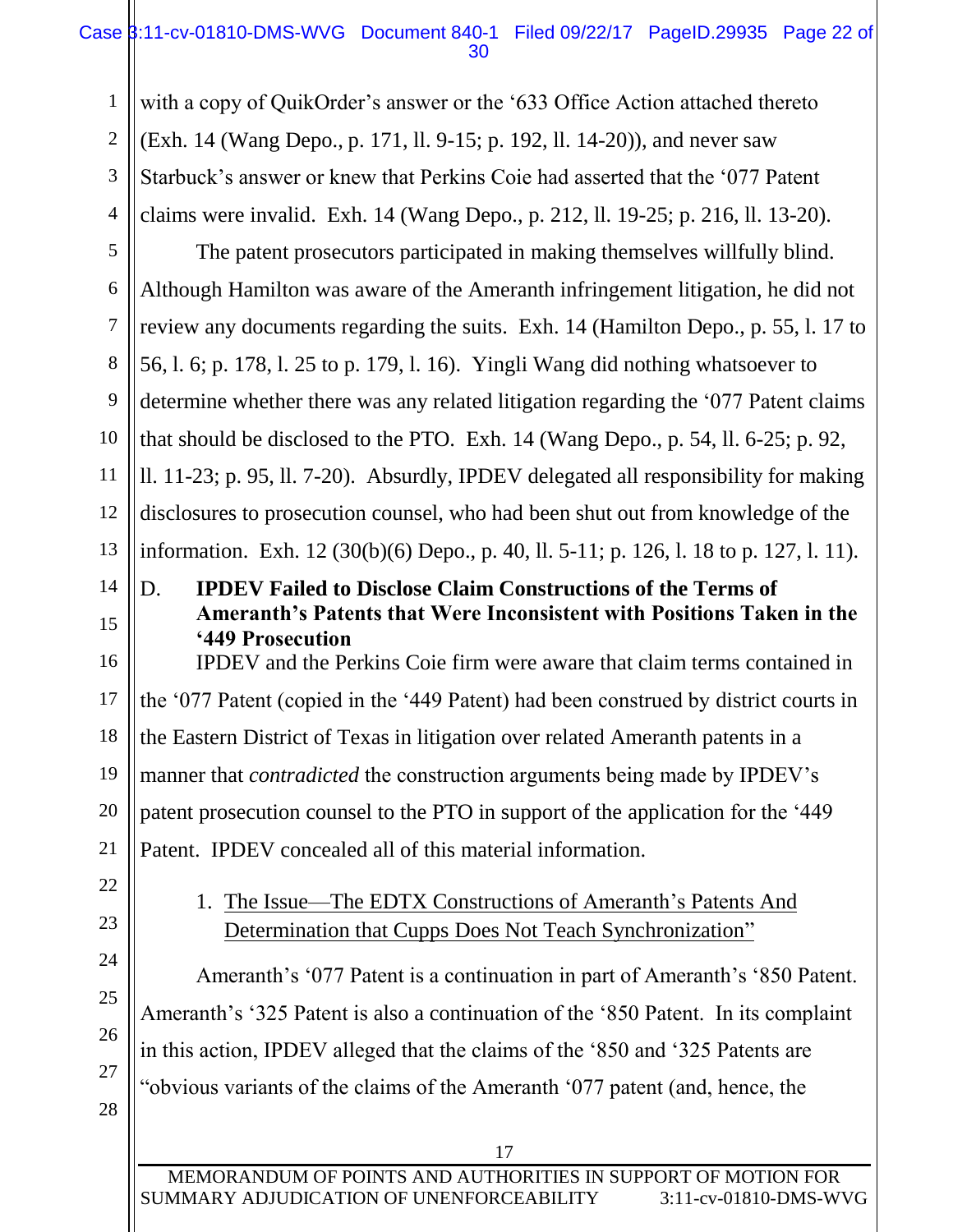with a copy of QuikOrder's answer or the '633 Office Action attached thereto (Exh. 14 (Wang Depo., p. 171, ll. 9-15; p. 192, ll. 14-20)), and never saw Starbuck's answer or knew that Perkins Coie had asserted that the '077 Patent claims were invalid. Exh. 14 (Wang Depo., p. 212, ll. 19-25; p. 216, ll. 13-20).

The patent prosecutors participated in making themselves willfully blind. Although Hamilton was aware of the Ameranth infringement litigation, he did not review any documents regarding the suits. Exh. 14 (Hamilton Depo., p. 55, l. 17 to 56, l. 6; p. 178, l. 25 to p. 179, l. 16). Yingli Wang did nothing whatsoever to determine whether there was any related litigation regarding the '077 Patent claims that should be disclosed to the PTO. Exh. 14 (Wang Depo., p. 54, ll. 6-25; p. 92, ll. 11-23; p. 95, ll. 7-20). Absurdly, IPDEV delegated all responsibility for making disclosures to prosecution counsel, who had been shut out from knowledge of the information. Exh. 12 (30(b)(6) Depo., p. 40, ll. 5-11; p. 126, l. 18 to p. 127, l. 11).

### D. IPDEV Failed to Disclose Claim Constructions of the Terms of Ameranth's Patents that Were Inconsistent with Positions Taken in the '449 Prosecution

IPDEV and the Perkins Coie firm were aware that claim terms contained in the '077 Patent (copied in the '449 Patent) had been construed by district courts in the Eastern District of Texas in litigation over related Ameranth patents in a manner that *contradicted* the construction arguments being made by IPDEV's patent prosecution counsel to the PTO in support of the application for the '449 Patent. IPDEV concealed all of this material information.

1. The Issue—The EDTX Constructions of Ameranth's Patents And Determination that Cupps Does Not Teach Synchronization"

Ameranth's '077 Patent is a continuation in part of Ameranth's '850 Patent. Ameranth's '325 Patent is also a continuation of the '850 Patent. In its complaint in this action, IPDEV alleged that the claims of the '850 and '325 Patents are "obvious variants of the claims of the Ameranth '077 patent (and, hence, the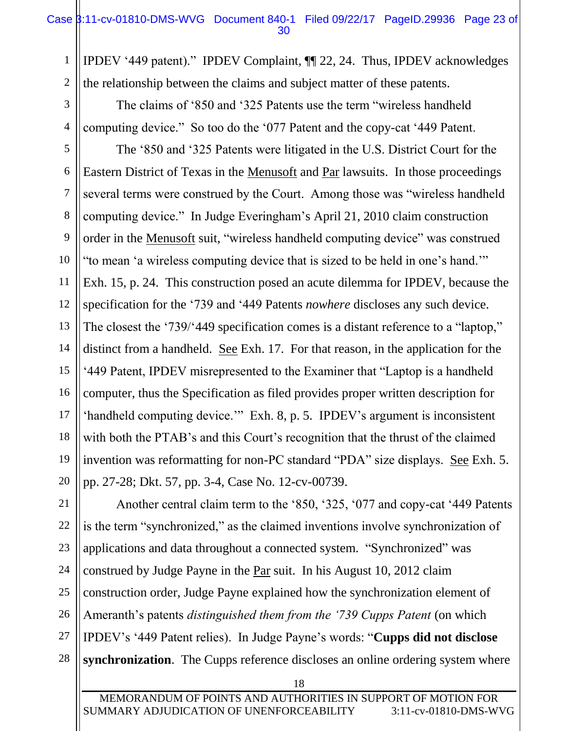IPDEV '449 patent)." IPDEV Complaint, ¶¶ 22, 24. Thus, IPDEV acknowledges the relationship between the claims and subject matter of these patents.

The claims of '850 and '325 Patents use the term "wireless handheld computing device." So too do the '077 Patent and the copy-cat '449 Patent.

The '850 and '325 Patents were litigated in the U.S. District Court for the Eastern District of Texas in the Menusoft and Par lawsuits. In those proceedings several terms were construed by the Court. Among those was "wireless handheld computing device." In Judge Everingham's April 21, 2010 claim construction order in the Menusoft suit, "wireless handheld computing device" was construed "to mean 'a wireless computing device that is sized to be held in one's hand.'" Exh. 15, p. 24. This construction posed an acute dilemma for IPDEV, because the specification for the '739 and '449 Patents *nowhere* discloses any such device. The closest the '739/'449 specification comes is a distant reference to a "laptop," distinct from a handheld. See Exh. 17. For that reason, in the application for the '449 Patent, IPDEV misrepresented to the Examiner that "Laptop is a handheld computer, thus the Specification as filed provides proper written description for 'handheld computing device.'" Exh. 8, p. 5. IPDEV's argument is inconsistent with both the PTAB's and this Court's recognition that the thrust of the claimed invention was reformatting for non-PC standard "PDA" size displays. See Exh. 5. pp. 27-28; Dkt. 57, pp. 3-4, Case No. 12-cv-00739.

Another central claim term to the '850, '325, '077 and copy-cat '449 Patents is the term "synchronized," as the claimed inventions involve synchronization of applications and data throughout a connected system. "Synchronized" was construed by Judge Payne in the Par suit. In his August 10, 2012 claim construction order, Judge Payne explained how the synchronization element of Ameranth's patents *distinguished them from the '739 Cupps Patent* (on which IPDEV's '449 Patent relies). In Judge Payne's words: "**Cupps did not disclose synchronization**. The Cupps reference discloses an online ordering system where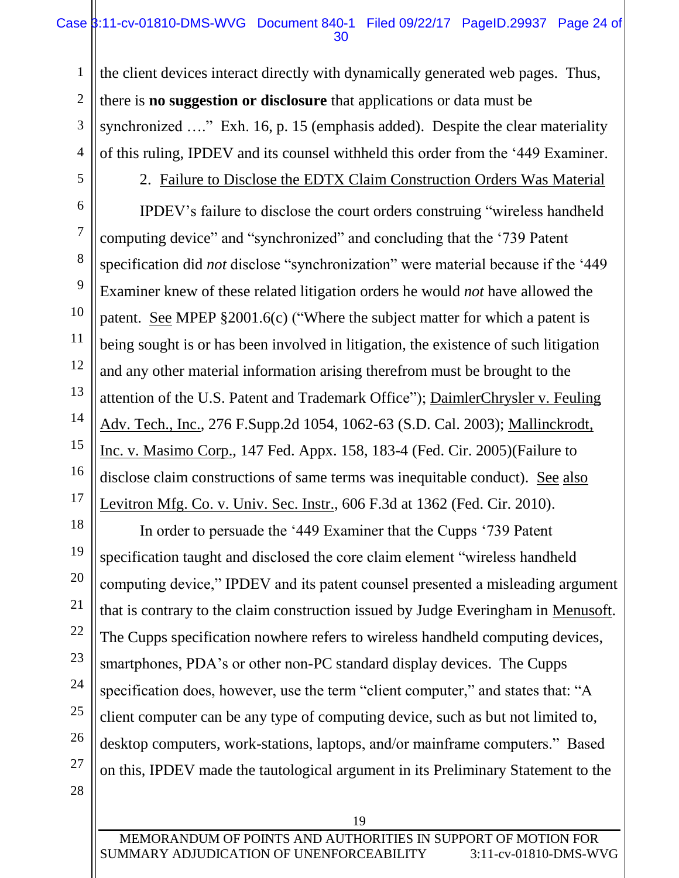the client devices interact directly with dynamically generated web pages. Thus, there is **no suggestion or disclosure** that applications or data must be synchronized …." Exh. 16, p. 15 (emphasis added). Despite the clear materiality of this ruling, IPDEV and its counsel withheld this order from the '449 Examiner.

2. Failure to Disclose the EDTX Claim Construction Orders Was Material

IPDEV's failure to disclose the court orders construing "wireless handheld computing device" and "synchronized" and concluding that the '739 Patent specification did *not* disclose "synchronization" were material because if the '449 Examiner knew of these related litigation orders he would *not* have allowed the patent. See MPEP §2001.6(c) ("Where the subject matter for which a patent is being sought is or has been involved in litigation, the existence of such litigation and any other material information arising therefrom must be brought to the attention of the U.S. Patent and Trademark Office"); DaimlerChrysler v. Feuling Adv. Tech., Inc., 276 F.Supp.2d 1054, 1062-63 (S.D. Cal. 2003); Mallinckrodt, Inc. v. Masimo Corp., 147 Fed. Appx. 158, 183-4 (Fed. Cir. 2005)(Failure to disclose claim constructions of same terms was inequitable conduct). See also Levitron Mfg. Co. v. Univ. Sec. Instr., 606 F.3d at 1362 (Fed. Cir. 2010).

In order to persuade the '449 Examiner that the Cupps '739 Patent specification taught and disclosed the core claim element "wireless handheld computing device," IPDEV and its patent counsel presented a misleading argument that is contrary to the claim construction issued by Judge Everingham in Menusoft. The Cupps specification nowhere refers to wireless handheld computing devices, smartphones, PDA's or other non-PC standard display devices. The Cupps specification does, however, use the term "client computer," and states that: "A client computer can be any type of computing device, such as but not limited to, desktop computers, work-stations, laptops, and/or mainframe computers." Based on this, IPDEV made the tautological argument in its Preliminary Statement to the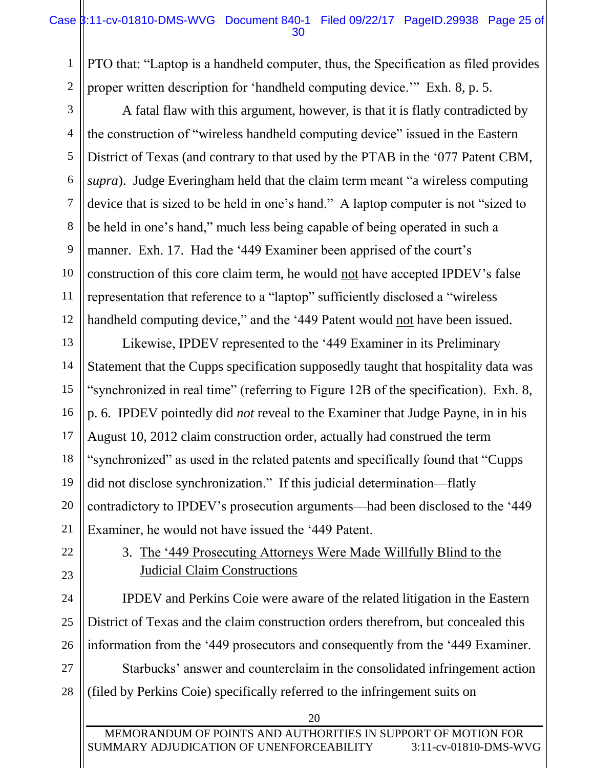PTO that: "Laptop is a handheld computer, thus, the Specification as filed provides proper written description for 'handheld computing device.'" Exh. 8, p. 5.

A fatal flaw with this argument, however, is that it is flatly contradicted by the construction of "wireless handheld computing device" issued in the Eastern District of Texas (and contrary to that used by the PTAB in the '077 Patent CBM, *supra*). Judge Everingham held that the claim term meant "a wireless computing device that is sized to be held in one's hand." A laptop computer is not "sized to be held in one's hand," much less being capable of being operated in such a manner. Exh. 17. Had the '449 Examiner been apprised of the court's construction of this core claim term, he would <u>not</u> have accepted IPDEV's false representation that reference to a "laptop" sufficiently disclosed a "wireless handheld computing device," and the '449 Patent would <u>not</u> have been issued.

Likewise, IPDEV represented to the '449 Examiner in its Preliminary Statement that the Cupps specification supposedly taught that hospitality data was "synchronized in real time" (referring to Figure 12B of the specification). Exh. 8, p. 6. IPDEV pointedly did *not* reveal to the Examiner that Judge Payne, in in his August 10, 2012 claim construction order, actually had construed the term "synchronized" as used in the related patents and specifically found that "Cupps did not disclose synchronization." If this judicial determination—flatly contradictory to IPDEV's prosecution arguments—had been disclosed to the '449 Examiner, he would not have issued the '449 Patent.

3. <u>The '449 Prosecuting Attorneys Were Made Willfully Blind to the Judicial Claim Constructions</u>

IPDEV and Perkins Coie were aware of the related litigation in the Eastern District of Texas and the claim construction orders therefrom, but concealed this information from the '449 prosecutors and consequently from the '449 Examiner.

Starbucks' answer and counterclaim in the consolidated infringement action (filed by Perkins Coie) specifically referred to the infringement suits on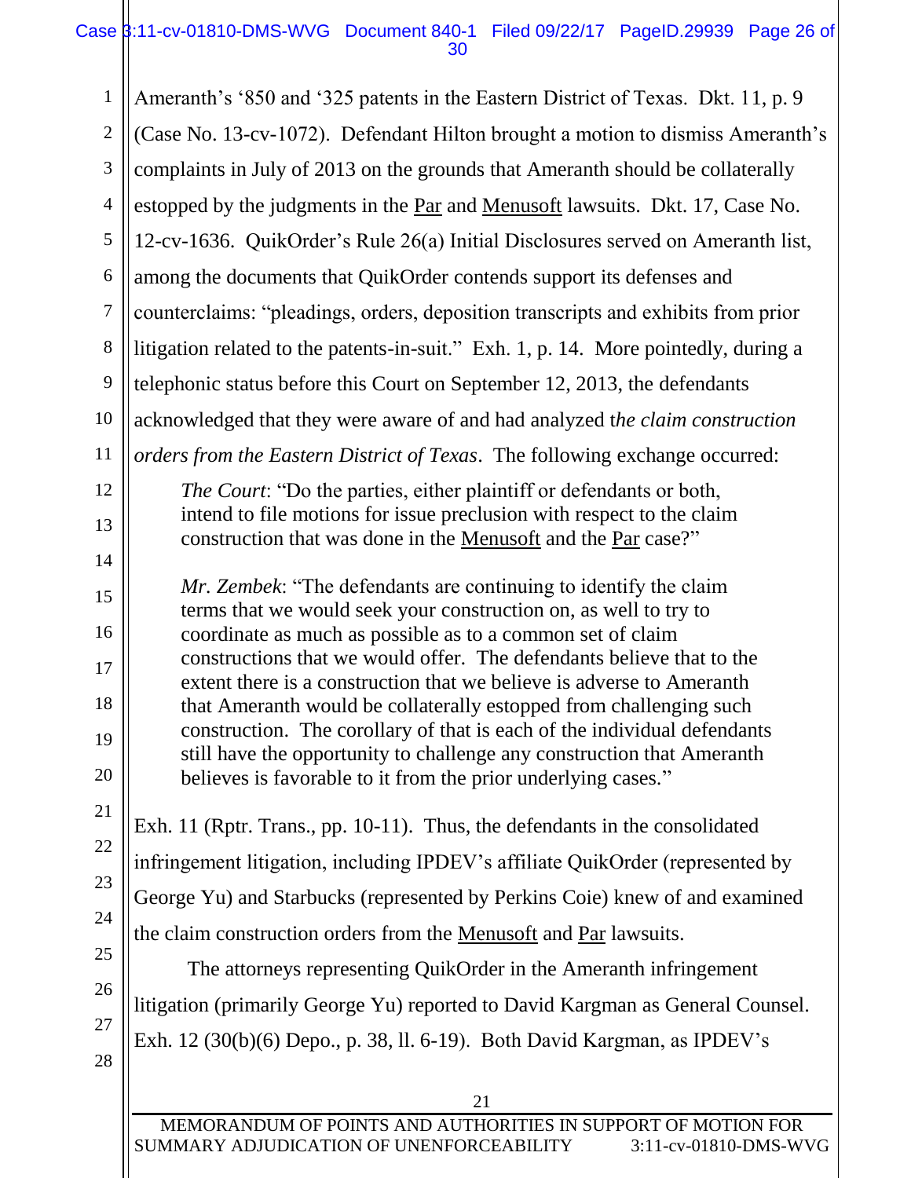Ameranth's '850 and '325 patents in the Eastern District of Texas. Dkt. 11, p. 9 (Case No. 13-cv-1072). Defendant Hilton brought a motion to dismiss Ameranth's complaints in July of 2013 on the grounds that Ameranth should be collaterally estopped by the judgments in the Par and Menusoft lawsuits. Dkt. 17, Case No. 12-cv-1636. QuikOrder's Rule 26(a) Initial Disclosures served on Ameranth list, among the documents that QuikOrder contends support its defenses and counterclaims: "pleadings, orders, deposition transcripts and exhibits from prior litigation related to the patents-in-suit." Exh. 1, p. 14. More pointedly, during a telephonic status before this Court on September 12, 2013, the defendants acknowledged that they were aware of and had analyzed t*he claim construction orders from the Eastern District of Texas*. The following exchange occurred:

> *The Court*: "Do the parties, either plaintiff or defendants or both, intend to file motions for issue preclusion with respect to the claim construction that was done in the Menusoft and the Par case?"
>
> *Mr. Zembek*: "The defendants are continuing to identify the claim terms that we would seek your construction on, as well to try to coordinate as much as possible as to a common set of claim constructions that we would offer. The defendants believe that to the extent there is a construction that we believe is adverse to Ameranth that Ameranth would be collaterally estopped from challenging such construction. The corollary of that is each of the individual defendants still have the opportunity to challenge any construction that Ameranth believes is favorable to it from the prior underlying cases."

Exh. 11 (Rptr. Trans., pp. 10-11). Thus, the defendants in the consolidated infringement litigation, including IPDEV's affiliate QuikOrder (represented by George Yu) and Starbucks (represented by Perkins Coie) knew of and examined the claim construction orders from the Menusoft and Par lawsuits.

The attorneys representing QuikOrder in the Ameranth infringement litigation (primarily George Yu) reported to David Kargman as General Counsel. Exh. 12 (30(b)(6) Depo., p. 38, ll. 6-19). Both David Kargman, as IPDEV's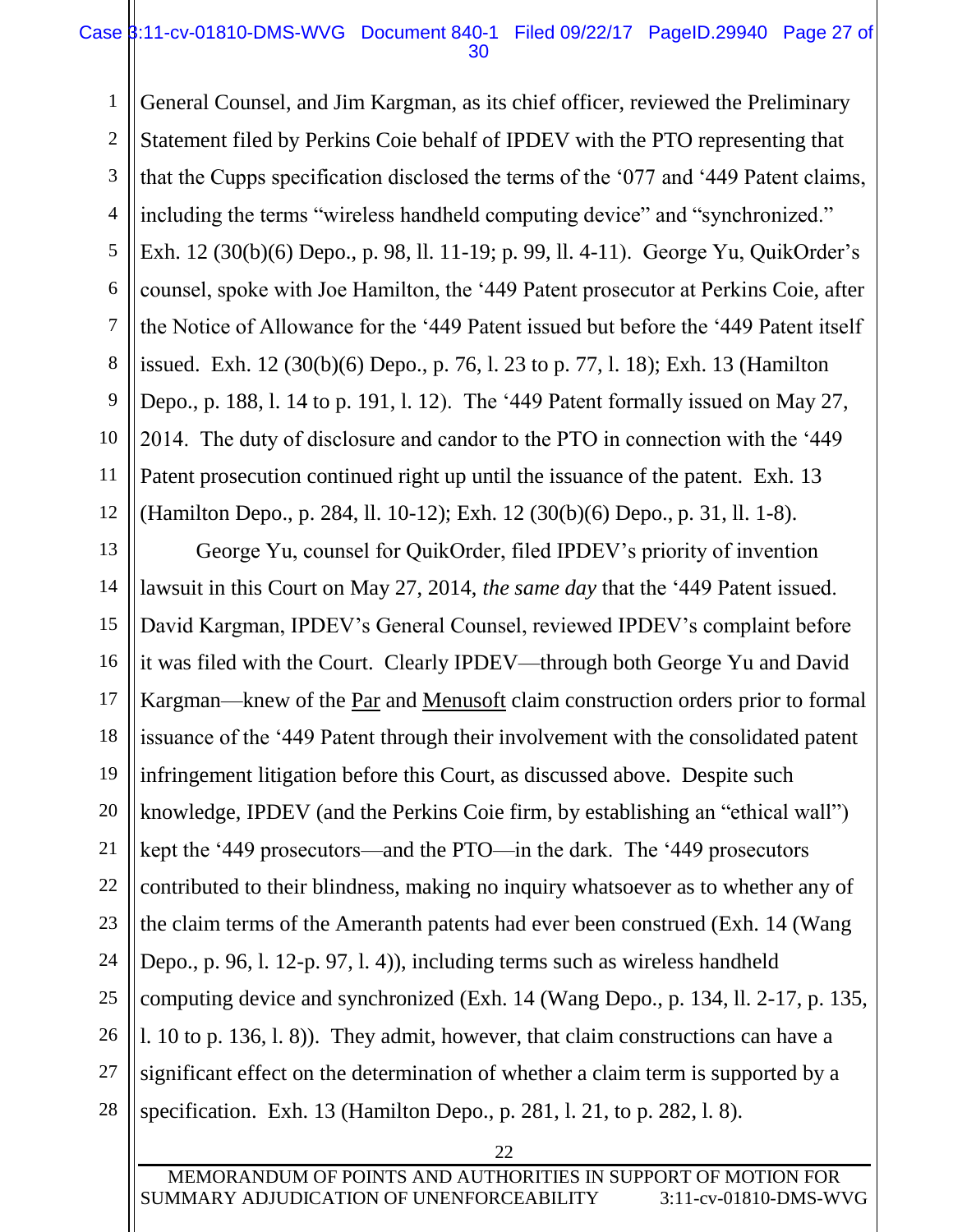General Counsel, and Jim Kargman, as its chief officer, reviewed the Preliminary Statement filed by Perkins Coie behalf of IPDEV with the PTO representing that that the Cupps specification disclosed the terms of the '077 and '449 Patent claims, including the terms "wireless handheld computing device" and "synchronized." Exh. 12 (30(b)(6) Depo., p. 98, ll. 11-19; p. 99, ll. 4-11). George Yu, QuikOrder's counsel, spoke with Joe Hamilton, the '449 Patent prosecutor at Perkins Coie, after the Notice of Allowance for the '449 Patent issued but before the '449 Patent itself issued. Exh. 12 (30(b)(6) Depo., p. 76, l. 23 to p. 77, l. 18); Exh. 13 (Hamilton Depo., p. 188, l. 14 to p. 191, l. 12). The '449 Patent formally issued on May 27, 2014. The duty of disclosure and candor to the PTO in connection with the '449 Patent prosecution continued right up until the issuance of the patent. Exh. 13 (Hamilton Depo., p. 284, ll. 10-12); Exh. 12 (30(b)(6) Depo., p. 31, ll. 1-8).

George Yu, counsel for QuikOrder, filed IPDEV's priority of invention lawsuit in this Court on May 27, 2014, *the same day* that the '449 Patent issued. David Kargman, IPDEV's General Counsel, reviewed IPDEV's complaint before it was filed with the Court. Clearly IPDEV—through both George Yu and David Kargman—knew of the Par and Menusoft claim construction orders prior to formal issuance of the '449 Patent through their involvement with the consolidated patent infringement litigation before this Court, as discussed above. Despite such knowledge, IPDEV (and the Perkins Coie firm, by establishing an "ethical wall") kept the '449 prosecutors—and the PTO—in the dark. The '449 prosecutors contributed to their blindness, making no inquiry whatsoever as to whether any of the claim terms of the Ameranth patents had ever been construed (Exh. 14 (Wang Depo., p. 96, l. 12-p. 97, l. 4)), including terms such as wireless handheld computing device and synchronized (Exh. 14 (Wang Depo., p. 134, ll. 2-17, p. 135, l. 10 to p. 136, l. 8)). They admit, however, that claim constructions can have a significant effect on the determination of whether a claim term is supported by a specification. Exh. 13 (Hamilton Depo., p. 281, l. 21, to p. 282, l. 8).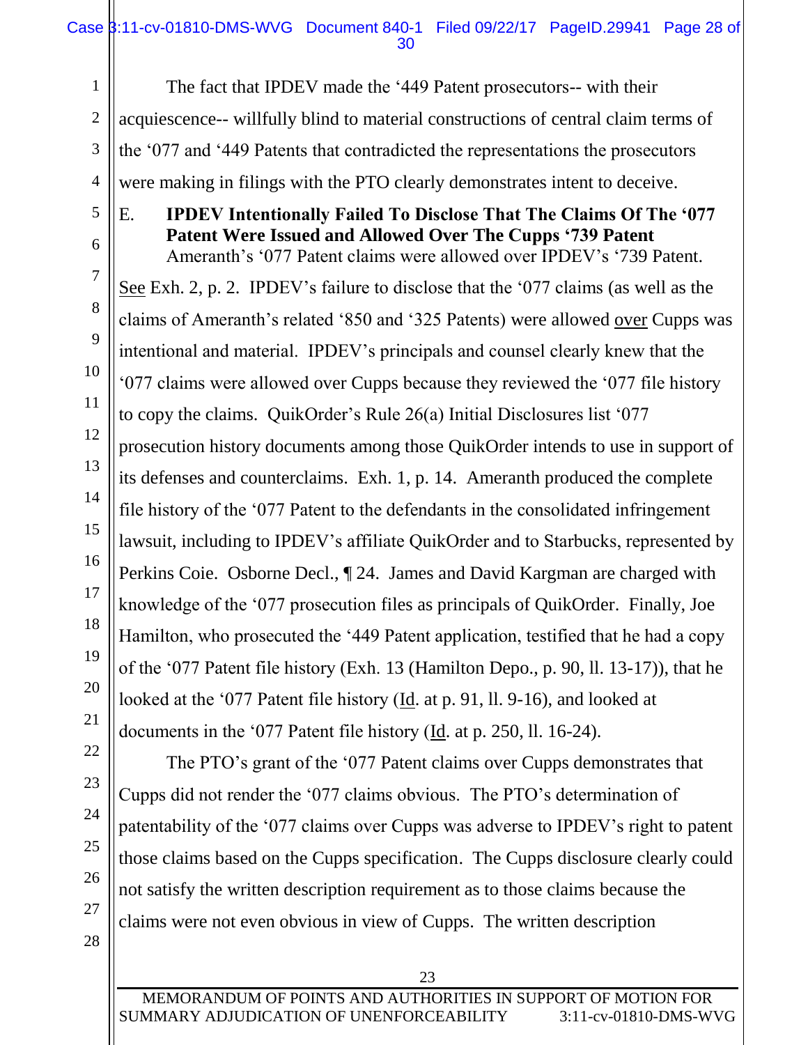The fact that IPDEV made the '449 Patent prosecutors-- with their acquiescence-- willfully blind to material constructions of central claim terms of the '077 and '449 Patents that contradicted the representations the prosecutors were making in filings with the PTO clearly demonstrates intent to deceive.

### E. IPDEV Intentionally Failed To Disclose That The Claims Of The '077 Patent Were Issued and Allowed Over The Cupps '739 Patent

Ameranth's '077 Patent claims were allowed over IPDEV's '739 Patent. See Exh. 2, p. 2. IPDEV's failure to disclose that the '077 claims (as well as the claims of Ameranth's related '850 and '325 Patents) were allowed over Cupps was intentional and material. IPDEV's principals and counsel clearly knew that the '077 claims were allowed over Cupps because they reviewed the '077 file history to copy the claims. QuikOrder's Rule 26(a) Initial Disclosures list '077 prosecution history documents among those QuikOrder intends to use in support of its defenses and counterclaims. Exh. 1, p. 14. Ameranth produced the complete file history of the '077 Patent to the defendants in the consolidated infringement lawsuit, including to IPDEV's affiliate QuikOrder and to Starbucks, represented by Perkins Coie. Osborne Decl., ¶ 24. James and David Kargman are charged with knowledge of the '077 prosecution files as principals of QuikOrder. Finally, Joe Hamilton, who prosecuted the '449 Patent application, testified that he had a copy of the '077 Patent file history (Exh. 13 (Hamilton Depo., p. 90, ll. 13-17)), that he looked at the '077 Patent file history (Id. at p. 91, ll. 9-16), and looked at documents in the '077 Patent file history (Id. at p. 250, ll. 16-24).

The PTO's grant of the '077 Patent claims over Cupps demonstrates that Cupps did not render the '077 claims obvious. The PTO's determination of patentability of the '077 claims over Cupps was adverse to IPDEV's right to patent those claims based on the Cupps specification. The Cupps disclosure clearly could not satisfy the written description requirement as to those claims because the claims were not even obvious in view of Cupps. The written description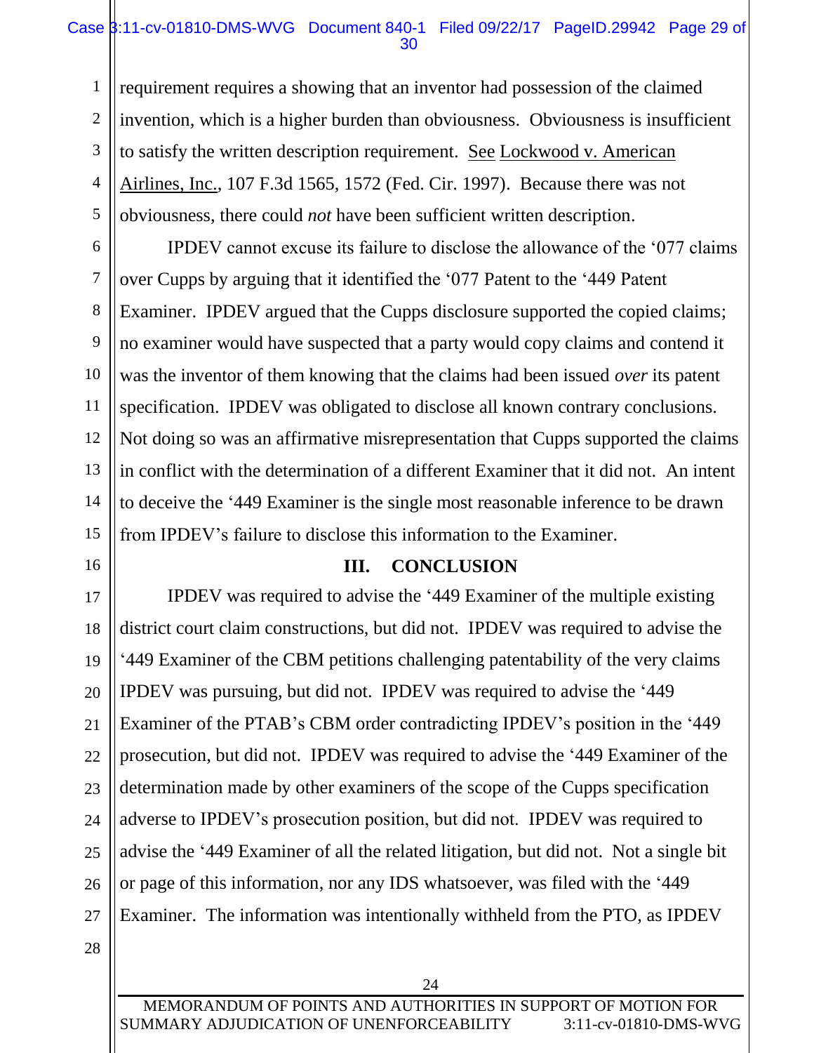requirement requires a showing that an inventor had possession of the claimed invention, which is a higher burden than obviousness. Obviousness is insufficient to satisfy the written description requirement. See Lockwood v. American Airlines, Inc., 107 F.3d 1565, 1572 (Fed. Cir. 1997). Because there was not obviousness, there could *not* have been sufficient written description.

IPDEV cannot excuse its failure to disclose the allowance of the '077 claims over Cupps by arguing that it identified the '077 Patent to the '449 Patent Examiner. IPDEV argued that the Cupps disclosure supported the copied claims; no examiner would have suspected that a party would copy claims and contend it was the inventor of them knowing that the claims had been issued *over* its patent specification. IPDEV was obligated to disclose all known contrary conclusions. Not doing so was an affirmative misrepresentation that Cupps supported the claims in conflict with the determination of a different Examiner that it did not. An intent to deceive the '449 Examiner is the single most reasonable inference to be drawn from IPDEV's failure to disclose this information to the Examiner.

## III. CONCLUSION

IPDEV was required to advise the '449 Examiner of the multiple existing district court claim constructions, but did not. IPDEV was required to advise the '449 Examiner of the CBM petitions challenging patentability of the very claims IPDEV was pursuing, but did not. IPDEV was required to advise the '449 Examiner of the PTAB's CBM order contradicting IPDEV's position in the '449 prosecution, but did not. IPDEV was required to advise the '449 Examiner of the determination made by other examiners of the scope of the Cupps specification adverse to IPDEV's prosecution position, but did not. IPDEV was required to advise the '449 Examiner of all the related litigation, but did not. Not a single bit or page of this information, nor any IDS whatsoever, was filed with the '449 Examiner. The information was intentionally withheld from the PTO, as IPDEV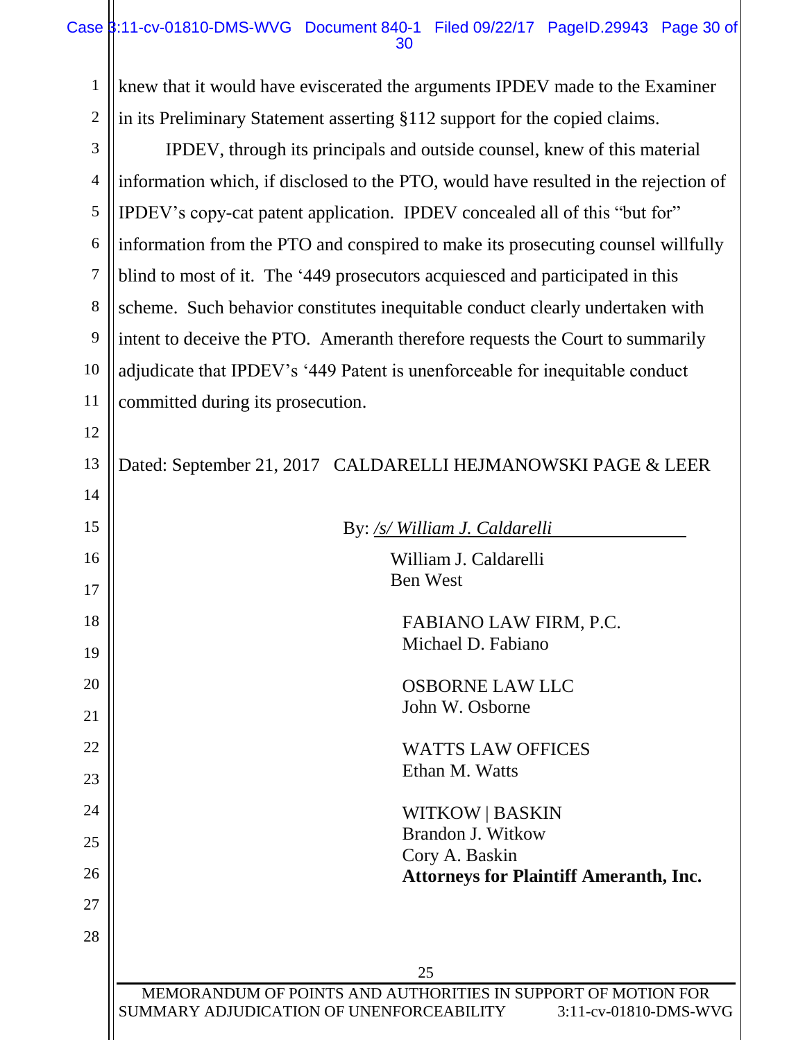knew that it would have eviscerated the arguments IPDEV made to the Examiner in its Preliminary Statement asserting §112 support for the copied claims.

IPDEV, through its principals and outside counsel, knew of this material information which, if disclosed to the PTO, would have resulted in the rejection of IPDEV's copy-cat patent application. IPDEV concealed all of this "but for" information from the PTO and conspired to make its prosecuting counsel willfully blind to most of it. The '449 prosecutors acquiesced and participated in this scheme. Such behavior constitutes inequitable conduct clearly undertaken with intent to deceive the PTO. Ameranth therefore requests the Court to summarily adjudicate that IPDEV's '449 Patent is unenforceable for inequitable conduct committed during its prosecution.

Dated: September 21, 2017 CALDARELLI HEJMANOWSKI PAGE & LEER

By: */s/ William J. Caldarelli*

William J. Caldarelli
Ben West

FABIANO LAW FIRM, P.C.
Michael D. Fabiano

OSBORNE LAW LLC
John W. Osborne

WATTS LAW OFFICES
Ethan M. Watts

WITKOW | BASKIN
Brandon J. Witkow
Cory A. Baskin
**Attorneys for Plaintiff Ameranth, Inc.**